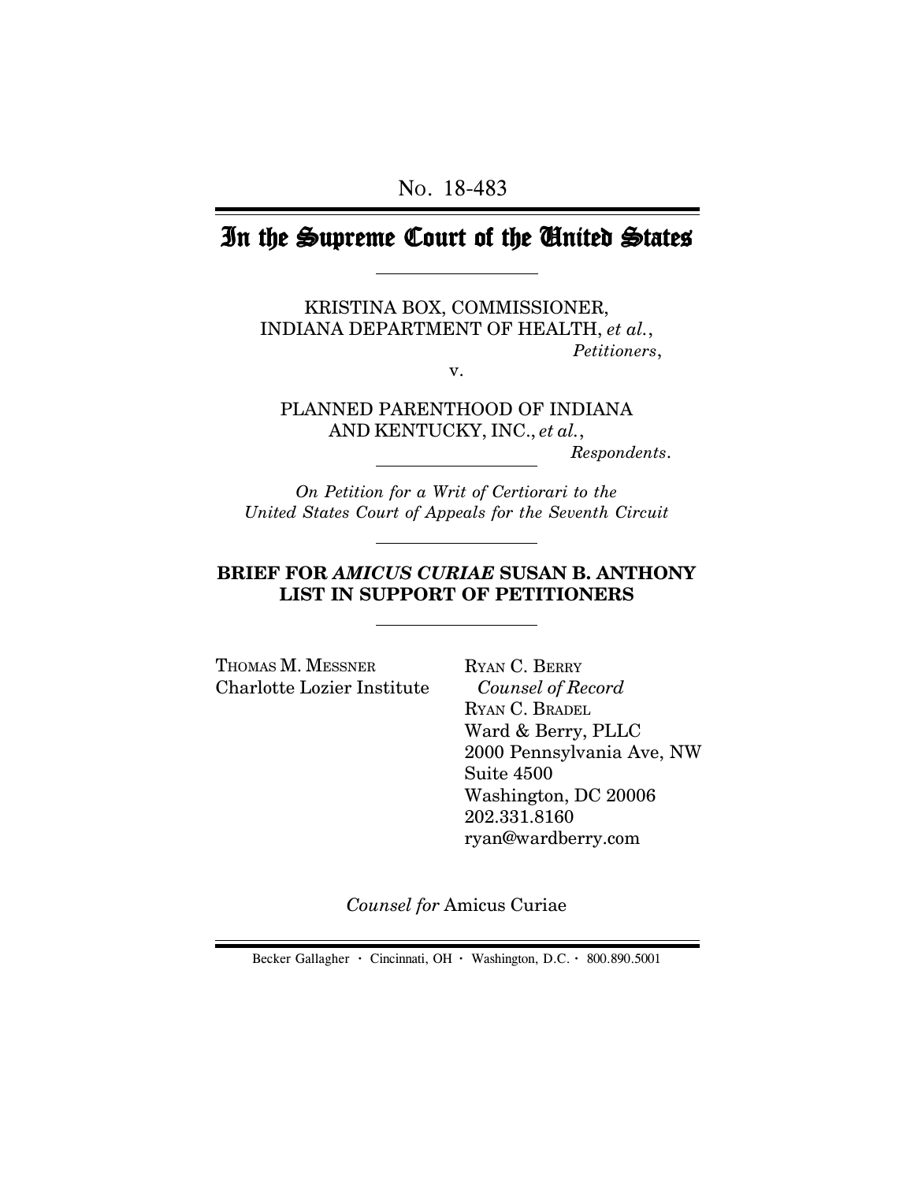No. 18-483

# In the Supreme Court of the United States

KRISTINA BOX, COMMISSIONER, INDIANA DEPARTMENT OF HEALTH, *et al.*,
*Petitioners*,

v.

PLANNED PARENTHOOD OF INDIANA AND KENTUCKY, INC., *et al.*,
*Respondents*.

*On Petition for a Writ of Certiorari to the United States Court of Appeals for the Seventh Circuit*

**BRIEF FOR *AMICUS CURIAE* SUSAN B. ANTHONY LIST IN SUPPORT OF PETITIONERS**

THOMAS M. MESSNER
Charlotte Lozier Institute

RYAN C. BERRY
*Counsel of Record*
RYAN C. BRADEL
Ward & Berry, PLLC
2000 Pennsylvania Ave, NW
Suite 4500
Washington, DC 20006
202.331.8160
ryan@wardberry.com

*Counsel for* Amicus Curiae

Becker Gallagher · Cincinnati, OH · Washington, D.C. · 800.890.5001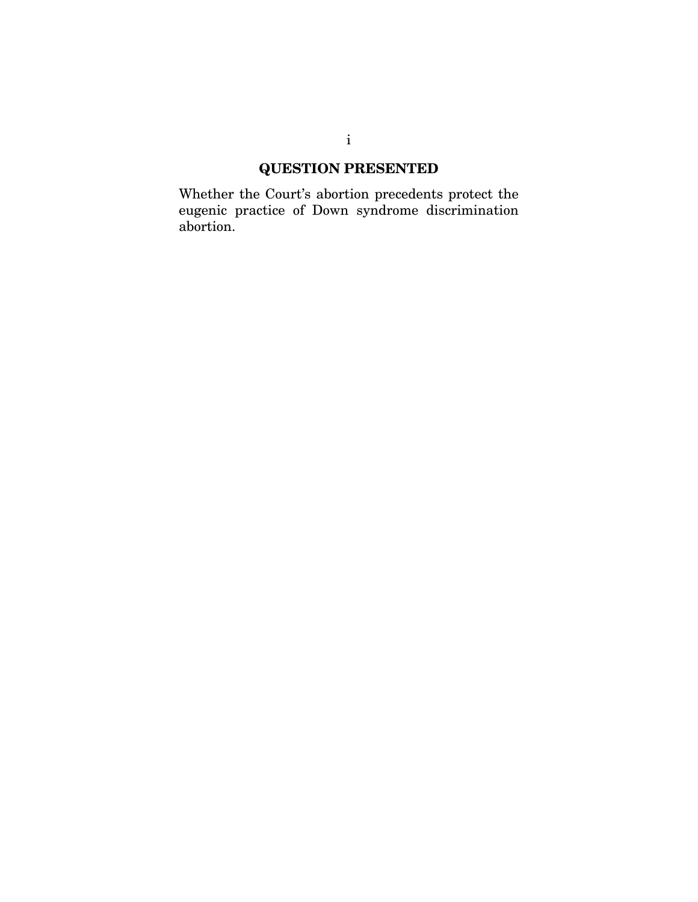## QUESTION PRESENTED

Whether the Court's abortion precedents protect the eugenic practice of Down syndrome discrimination abortion.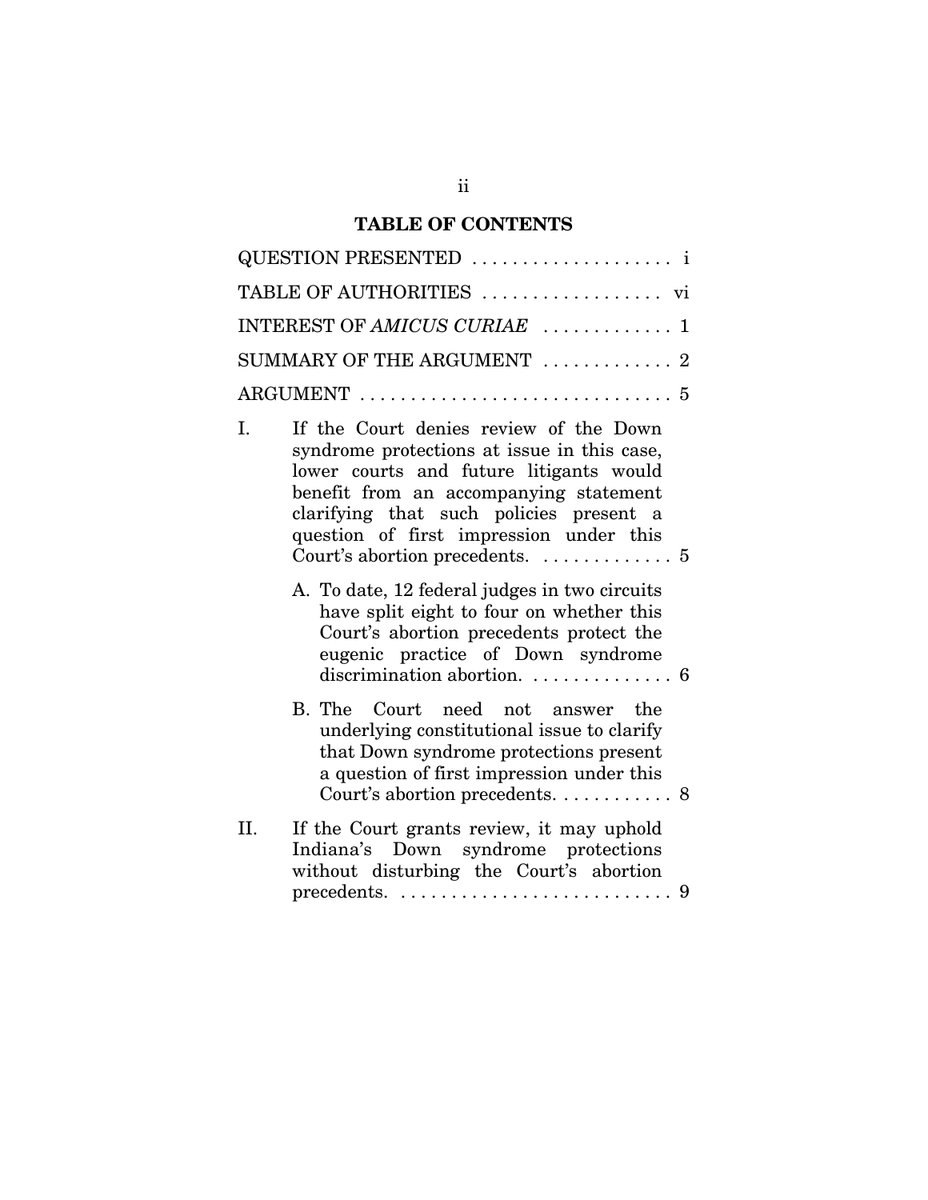## TABLE OF CONTENTS

QUESTION PRESENTED . . . . . . . . . . . . . . . . . . . . i

TABLE OF AUTHORITIES . . . . . . . . . . . . . . . . . . vi

INTEREST OF *AMICUS CURIAE* . . . . . . . . . . . . . 1

SUMMARY OF THE ARGUMENT . . . . . . . . . . . . . 2

ARGUMENT . . . . . . . . . . . . . . . . . . . . . . . . . . . . . . 5

I. If the Court denies review of the Down syndrome protections at issue in this case, lower courts and future litigants would benefit from an accompanying statement clarifying that such policies present a question of first impression under this Court's abortion precedents. . . . . . . . . . . . . . 5

   A. To date, 12 federal judges in two circuits have split eight to four on whether this Court's abortion precedents protect the eugenic practice of Down syndrome discrimination abortion. . . . . . . . . . . . . . . 6

   B. The Court need not answer the underlying constitutional issue to clarify that Down syndrome protections present a question of first impression under this Court's abortion precedents. . . . . . . . . . . . 8

II. If the Court grants review, it may uphold Indiana's Down syndrome protections without disturbing the Court's abortion precedents. . . . . . . . . . . . . . . . . . . . . . . . . . . . 9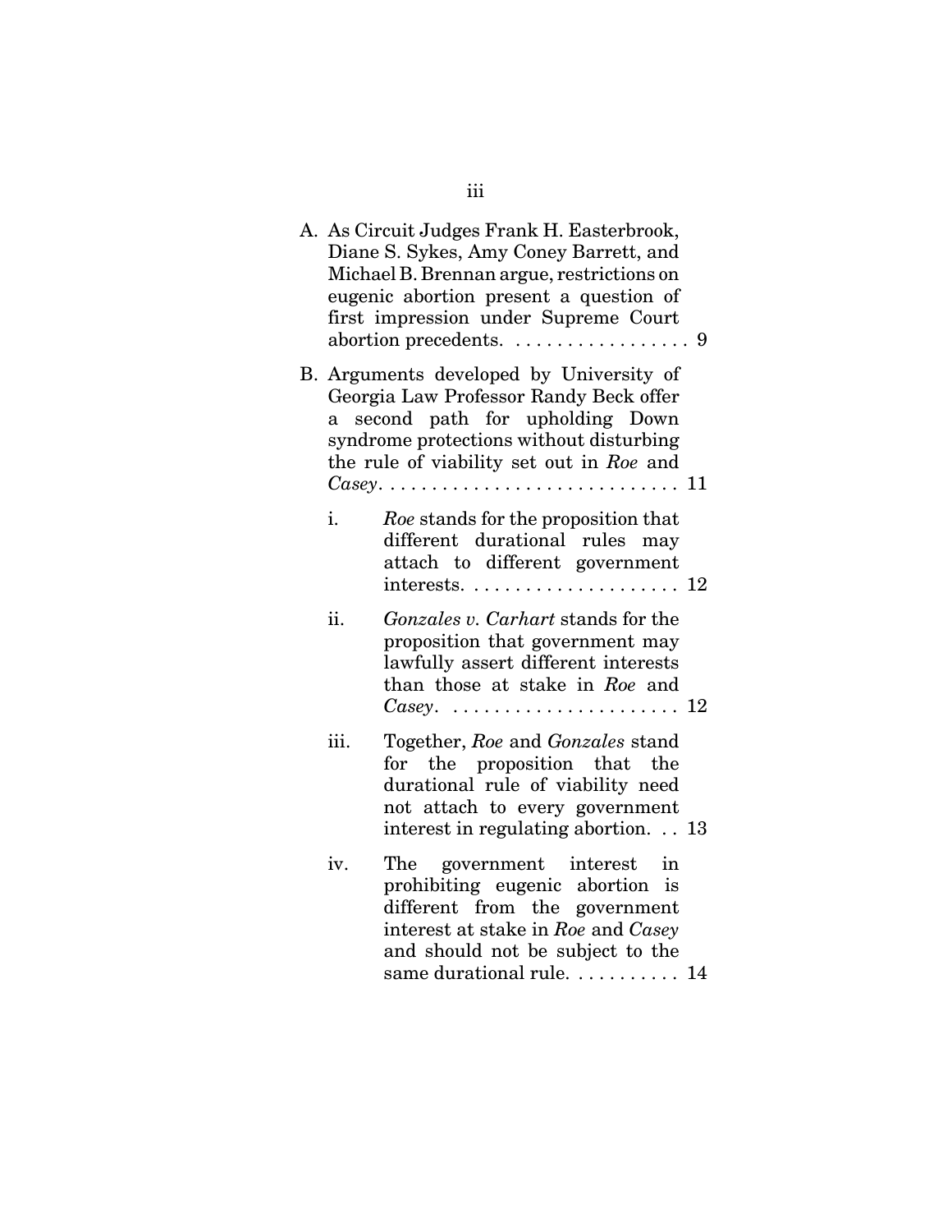A. As Circuit Judges Frank H. Easterbrook, Diane S. Sykes, Amy Coney Barrett, and Michael B. Brennan argue, restrictions on eugenic abortion present a question of first impression under Supreme Court abortion precedents. . . . . . . . . . . . . . . . . . 9

B. Arguments developed by University of Georgia Law Professor Randy Beck offer a second path for upholding Down syndrome protections without disturbing the rule of viability set out in *Roe* and *Casey*. . . . . . . . . . . . . . . . . . . . . . . . . . . . . 11

   i. *Roe* stands for the proposition that different durational rules may attach to different government interests. . . . . . . . . . . . . . . . . . . . . 12

   ii. *Gonzales v. Carhart* stands for the proposition that government may lawfully assert different interests than those at stake in *Roe* and *Casey*. . . . . . . . . . . . . . . . . . . . . . . 12

   iii. Together, *Roe* and *Gonzales* stand for the proposition that the durational rule of viability need not attach to every government interest in regulating abortion. . . 13

   iv. The government interest in prohibiting eugenic abortion is different from the government interest at stake in *Roe* and *Casey* and should not be subject to the same durational rule. . . . . . . . . . . 14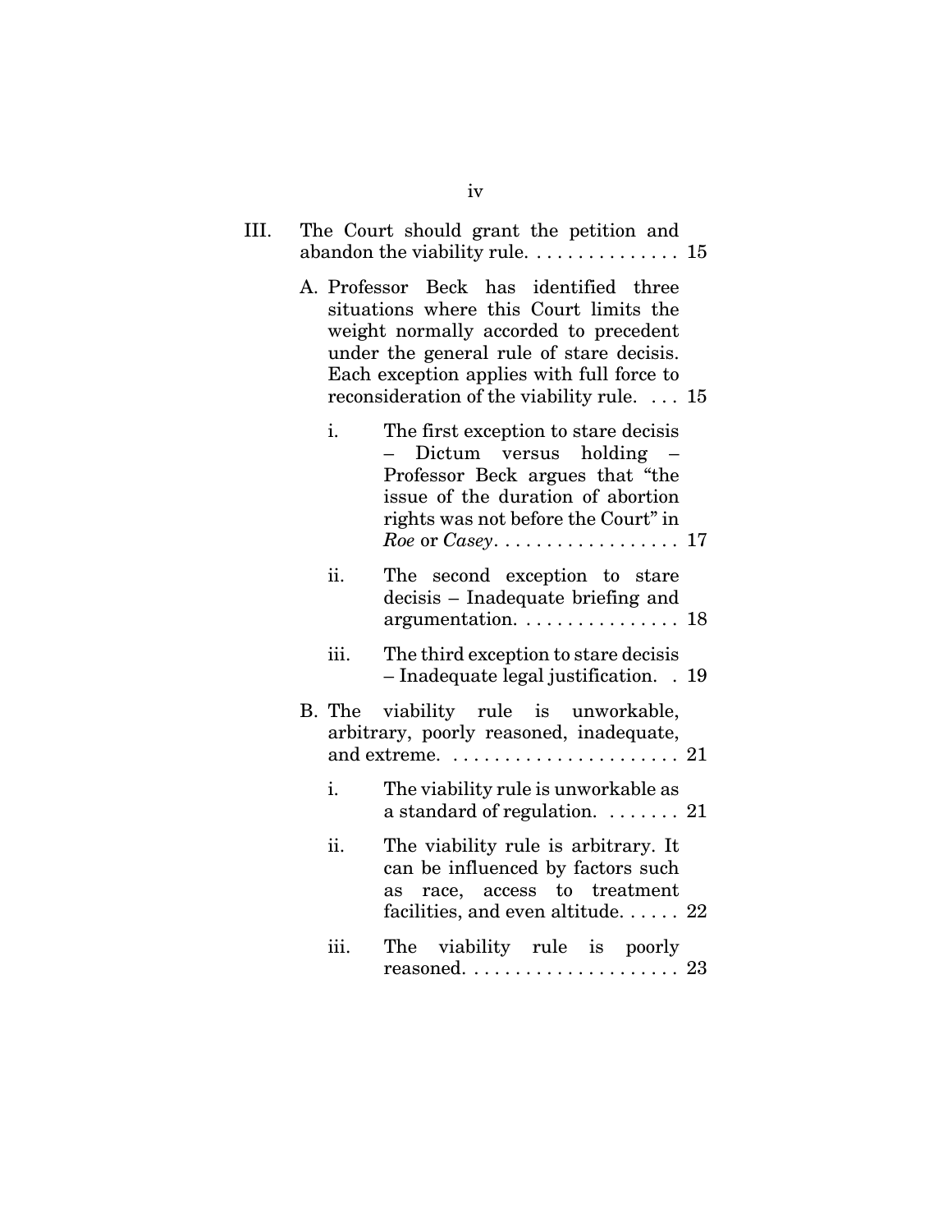III. The Court should grant the petition and abandon the viability rule. . . . . . . . . . . . . . . 15

A. Professor Beck has identified three situations where this Court limits the weight normally accorded to precedent under the general rule of stare decisis. Each exception applies with full force to reconsideration of the viability rule. . . . 15

i. The first exception to stare decisis – Dictum versus holding – Professor Beck argues that "the issue of the duration of abortion rights was not before the Court" in *Roe* or *Casey*. . . . . . . . . . . . . . . . . . 17

ii. The second exception to stare decisis – Inadequate briefing and argumentation. . . . . . . . . . . . . . . . 18

iii. The third exception to stare decisis – Inadequate legal justification. . 19

B. The viability rule is unworkable, arbitrary, poorly reasoned, inadequate, and extreme. . . . . . . . . . . . . . . . . . . . . . . 21

i. The viability rule is unworkable as a standard of regulation. . . . . . . . 21

ii. The viability rule is arbitrary. It can be influenced by factors such as race, access to treatment facilities, and even altitude. . . . . . 22

iii. The viability rule is poorly reasoned. . . . . . . . . . . . . . . . . . . . . 23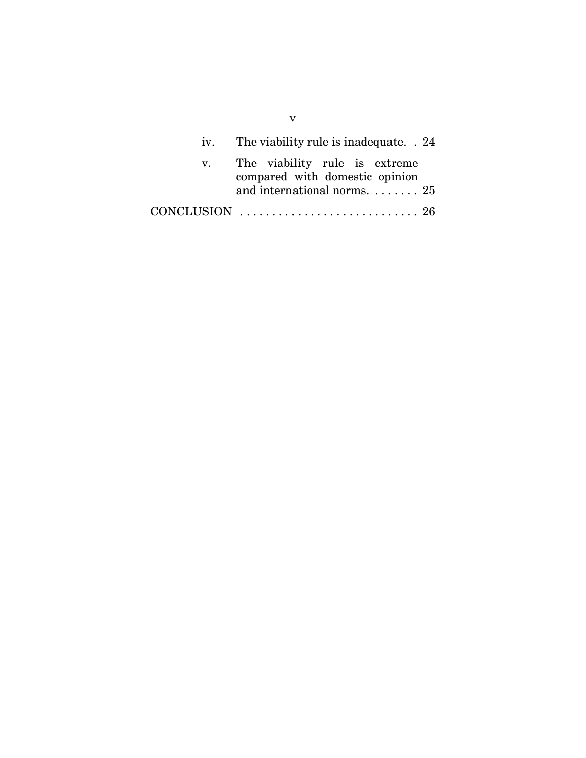iv. The viability rule is inadequate. . 24

v. The viability rule is extreme compared with domestic opinion and international norms. . . . . . . . 25

CONCLUSION . . . . . . . . . . . . . . . . . . . . . . . . . . . . 26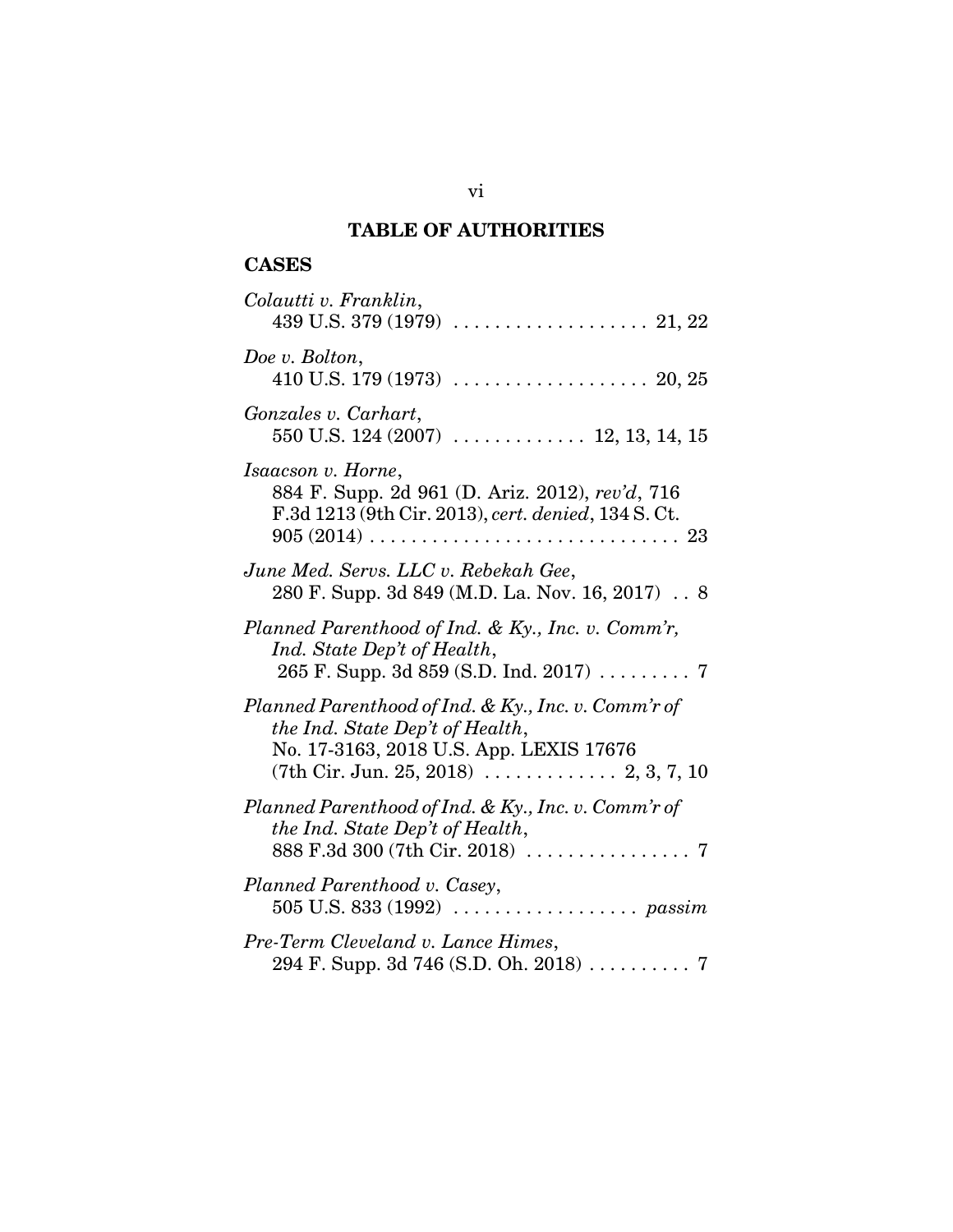## TABLE OF AUTHORITIES

### CASES

*Colautti v. Franklin*,
439 U.S. 379 (1979) . . . . . . . . . . . . . . . . . . . 21, 22

*Doe v. Bolton*,
410 U.S. 179 (1973) . . . . . . . . . . . . . . . . . . . 20, 25

*Gonzales v. Carhart*,
550 U.S. 124 (2007) . . . . . . . . . . . . . 12, 13, 14, 15

*Isaacson v. Horne*,
884 F. Supp. 2d 961 (D. Ariz. 2012), *rev'd*, 716 F.3d 1213 (9th Cir. 2013), *cert. denied*, 134 S. Ct. 905 (2014) . . . . . . . . . . . . . . . . . . . . . . . . . . . . . . 23

*June Med. Servs. LLC v. Rebekah Gee*,
280 F. Supp. 3d 849 (M.D. La. Nov. 16, 2017) . . 8

*Planned Parenthood of Ind. & Ky., Inc. v. Comm'r, Ind. State Dep't of Health*,
265 F. Supp. 3d 859 (S.D. Ind. 2017) . . . . . . . . . 7

*Planned Parenthood of Ind. & Ky., Inc. v. Comm'r of the Ind. State Dep't of Health*,
No. 17-3163, 2018 U.S. App. LEXIS 17676 (7th Cir. Jun. 25, 2018) . . . . . . . . . . . . . 2, 3, 7, 10

*Planned Parenthood of Ind. & Ky., Inc. v. Comm'r of the Ind. State Dep't of Health*,
888 F.3d 300 (7th Cir. 2018) . . . . . . . . . . . . . . . . 7

*Planned Parenthood v. Casey*,
505 U.S. 833 (1992) . . . . . . . . . . . . . . . . . . *passim*

*Pre-Term Cleveland v. Lance Himes*,
294 F. Supp. 3d 746 (S.D. Oh. 2018) . . . . . . . . . . 7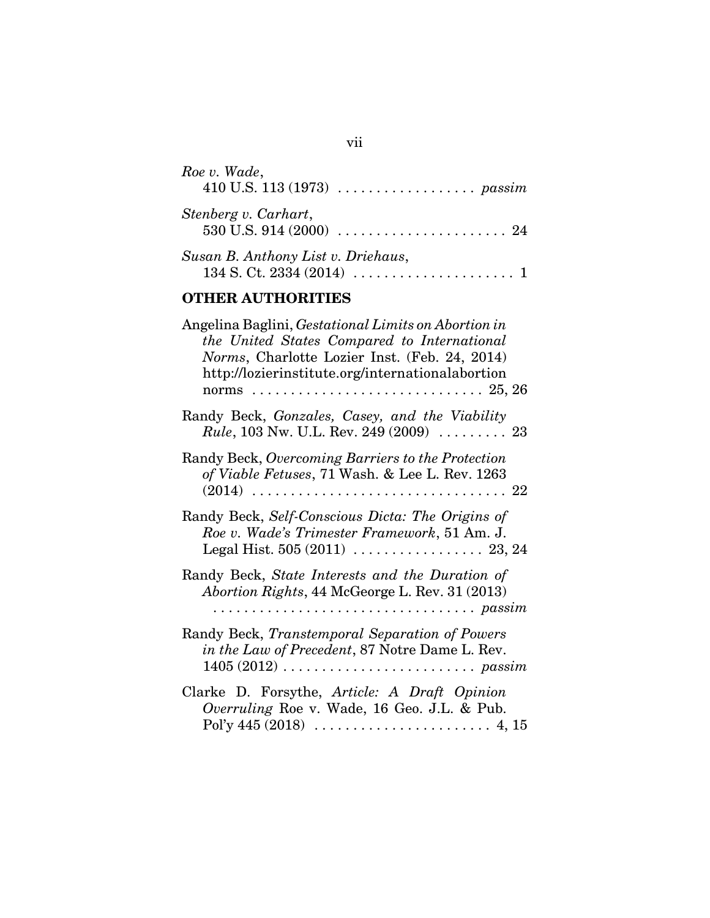*Roe v. Wade*,
410 U.S. 113 (1973) . . . . . . . . . . . . . . . . . . *passim*

*Stenberg v. Carhart*,
530 U.S. 914 (2000) . . . . . . . . . . . . . . . . . . . . . . 24

*Susan B. Anthony List v. Driehaus*,
134 S. Ct. 2334 (2014) . . . . . . . . . . . . . . . . . . . . . 1

**OTHER AUTHORITIES**

Angelina Baglini, *Gestational Limits on Abortion in the United States Compared to International Norms*, Charlotte Lozier Inst. (Feb. 24, 2014) http://lozierinstitute.org/internationalabortion norms . . . . . . . . . . . . . . . . . . . . . . . . . . . . . . 25, 26

Randy Beck, *Gonzales, Casey, and the Viability Rule*, 103 Nw. U.L. Rev. 249 (2009) . . . . . . . . . 23

Randy Beck, *Overcoming Barriers to the Protection of Viable Fetuses*, 71 Wash. & Lee L. Rev. 1263 (2014) . . . . . . . . . . . . . . . . . . . . . . . . . . . . . . . . 22

Randy Beck, *Self-Conscious Dicta: The Origins of Roe v. Wade's Trimester Framework*, 51 Am. J. Legal Hist. 505 (2011) . . . . . . . . . . . . . . . . . 23, 24

Randy Beck, *State Interests and the Duration of Abortion Rights*, 44 McGeorge L. Rev. 31 (2013) . . . . . . . . . . . . . . . . . . . . . . . . . . . . . . . . . . *passim*

Randy Beck, *Transtemporal Separation of Powers in the Law of Precedent*, 87 Notre Dame L. Rev. 1405 (2012) . . . . . . . . . . . . . . . . . . . . . . . . . *passim*

Clarke D. Forsythe, *Article: A Draft Opinion Overruling* Roe v. Wade, 16 Geo. J.L. & Pub. Pol'y 445 (2018) . . . . . . . . . . . . . . . . . . . . . . . 4, 15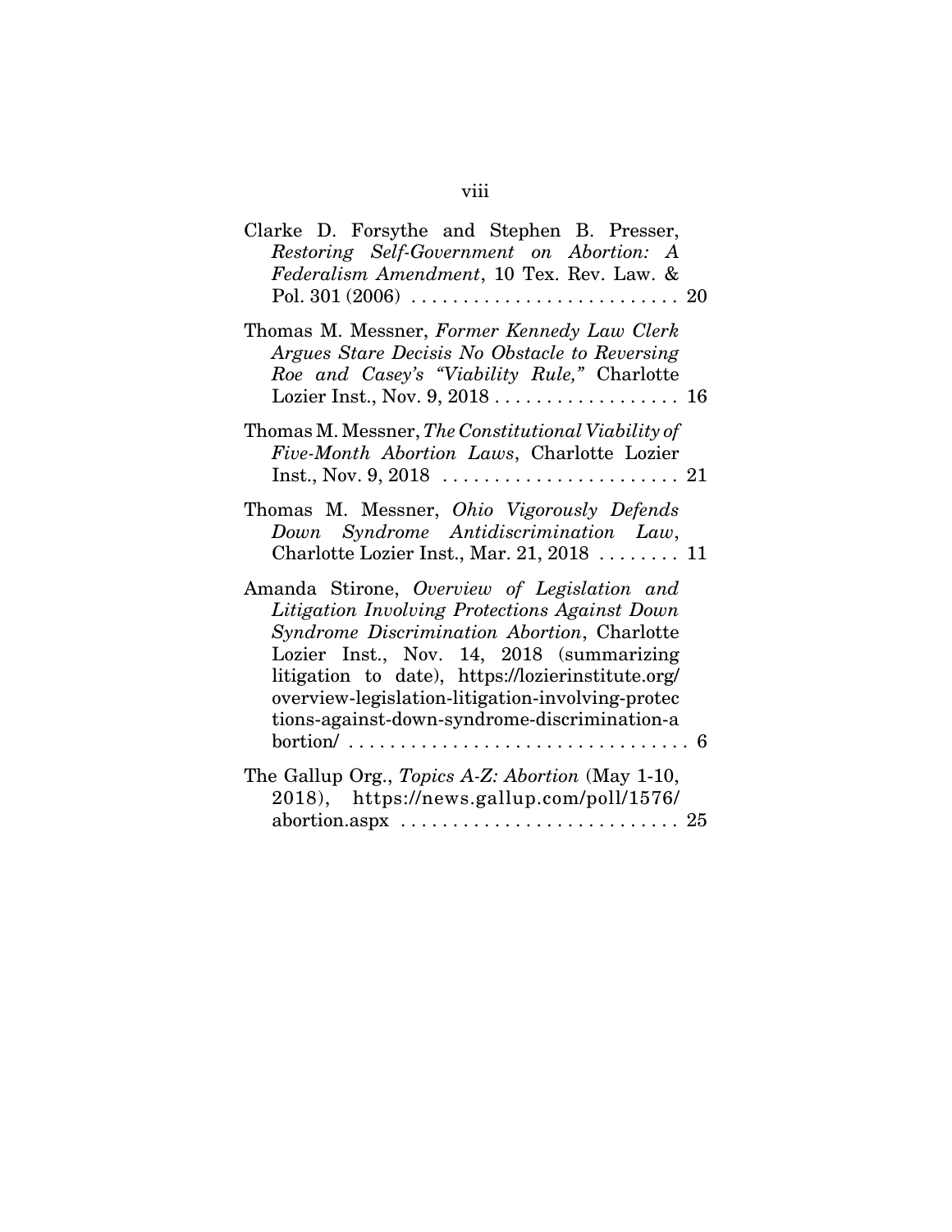Clarke D. Forsythe and Stephen B. Presser, *Restoring Self-Government on Abortion: A Federalism Amendment*, 10 Tex. Rev. Law. & Pol. 301 (2006) . . . . . . . . . . . . . . . . . . . . . . . . . . 20

Thomas M. Messner, *Former Kennedy Law Clerk Argues Stare Decisis No Obstacle to Reversing Roe and Casey's "Viability Rule,"* Charlotte Lozier Inst., Nov. 9, 2018 . . . . . . . . . . . . . . . . . . 16

Thomas M. Messner, *The Constitutional Viability of Five-Month Abortion Laws*, Charlotte Lozier Inst., Nov. 9, 2018 . . . . . . . . . . . . . . . . . . . . . . . 21

Thomas M. Messner, *Ohio Vigorously Defends Down Syndrome Antidiscrimination Law*, Charlotte Lozier Inst., Mar. 21, 2018 . . . . . . . . 11

Amanda Stirone, *Overview of Legislation and Litigation Involving Protections Against Down Syndrome Discrimination Abortion*, Charlotte Lozier Inst., Nov. 14, 2018 (summarizing litigation to date), https://lozierinstitute.org/overview-legislation-litigation-involving-protections-against-down-syndrome-discrimination-abortion/ . . . . . . . . . . . . . . . . . . . . . . . . . . . . . . . . 6

The Gallup Org., *Topics A-Z: Abortion* (May 1-10, 2018), https://news.gallup.com/poll/1576/abortion.aspx . . . . . . . . . . . . . . . . . . . . . . . . . . . 25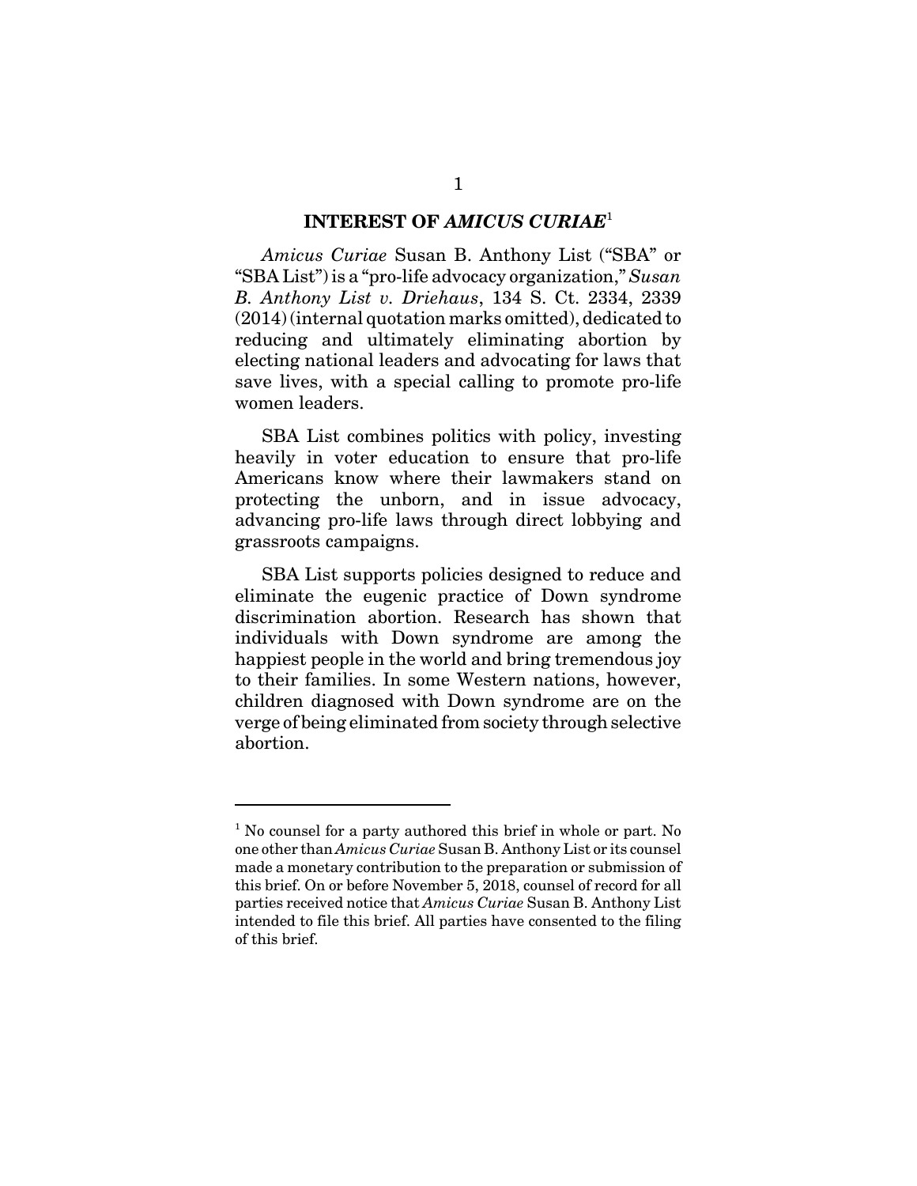## INTEREST OF *AMICUS CURIAE*[1]

*Amicus Curiae* Susan B. Anthony List ("SBA" or "SBA List") is a "pro-life advocacy organization," *Susan B. Anthony List v. Driehaus*, 134 S. Ct. 2334, 2339 (2014) (internal quotation marks omitted), dedicated to reducing and ultimately eliminating abortion by electing national leaders and advocating for laws that save lives, with a special calling to promote pro-life women leaders.

SBA List combines politics with policy, investing heavily in voter education to ensure that pro-life Americans know where their lawmakers stand on protecting the unborn, and in issue advocacy, advancing pro-life laws through direct lobbying and grassroots campaigns.

SBA List supports policies designed to reduce and eliminate the eugenic practice of Down syndrome discrimination abortion. Research has shown that individuals with Down syndrome are among the happiest people in the world and bring tremendous joy to their families. In some Western nations, however, children diagnosed with Down syndrome are on the verge of being eliminated from society through selective abortion.

---

[1] No counsel for a party authored this brief in whole or part. No one other than *Amicus Curiae* Susan B. Anthony List or its counsel made a monetary contribution to the preparation or submission of this brief. On or before November 5, 2018, counsel of record for all parties received notice that *Amicus Curiae* Susan B. Anthony List intended to file this brief. All parties have consented to the filing of this brief.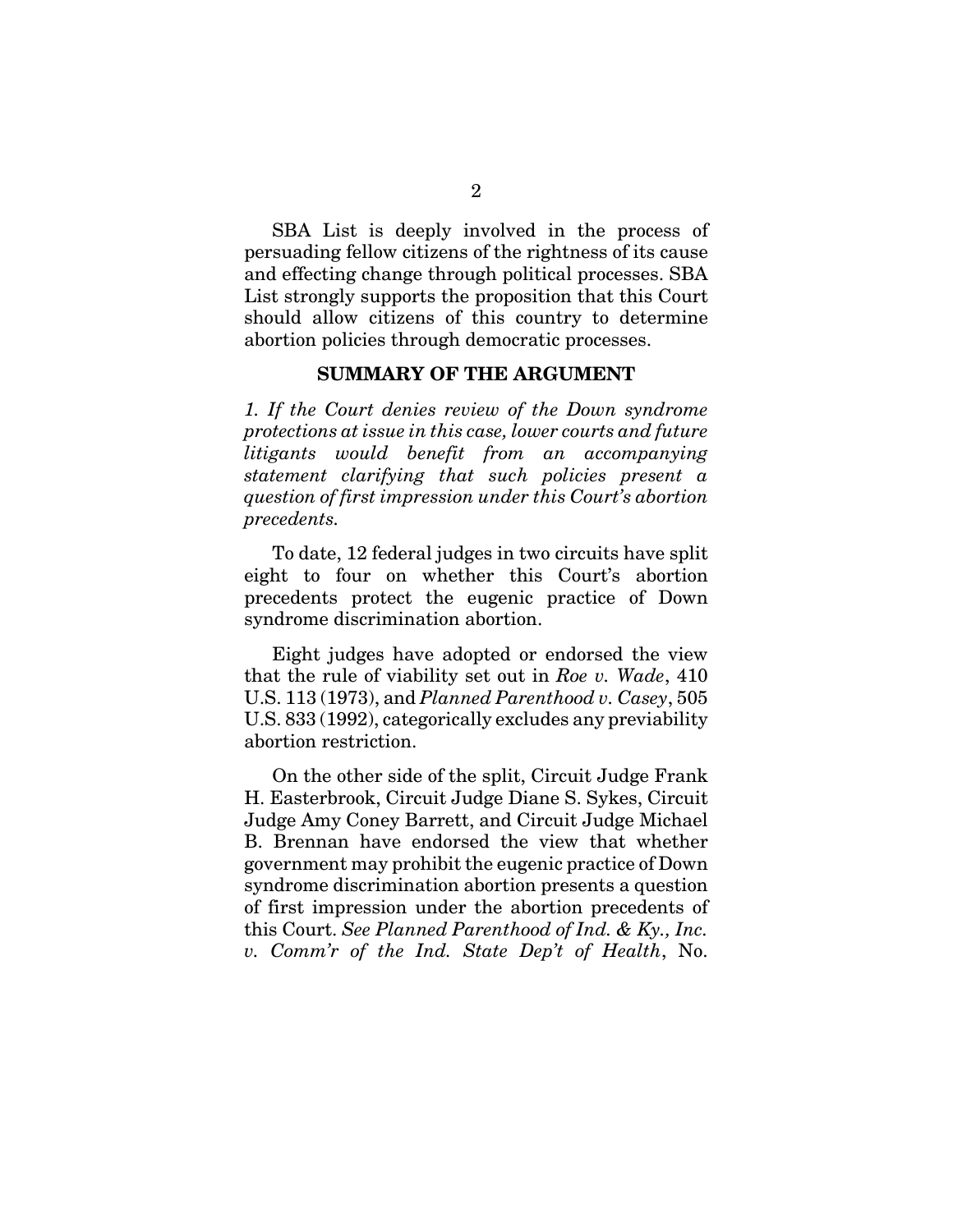SBA List is deeply involved in the process of persuading fellow citizens of the rightness of its cause and effecting change through political processes. SBA List strongly supports the proposition that this Court should allow citizens of this country to determine abortion policies through democratic processes.

## SUMMARY OF THE ARGUMENT

*1. If the Court denies review of the Down syndrome protections at issue in this case, lower courts and future litigants would benefit from an accompanying statement clarifying that such policies present a question of first impression under this Court's abortion precedents.*

To date, 12 federal judges in two circuits have split eight to four on whether this Court's abortion precedents protect the eugenic practice of Down syndrome discrimination abortion.

Eight judges have adopted or endorsed the view that the rule of viability set out in *Roe v. Wade*, 410 U.S. 113 (1973), and *Planned Parenthood v. Casey*, 505 U.S. 833 (1992), categorically excludes any previability abortion restriction.

On the other side of the split, Circuit Judge Frank H. Easterbrook, Circuit Judge Diane S. Sykes, Circuit Judge Amy Coney Barrett, and Circuit Judge Michael B. Brennan have endorsed the view that whether government may prohibit the eugenic practice of Down syndrome discrimination abortion presents a question of first impression under the abortion precedents of this Court. *See Planned Parenthood of Ind. & Ky., Inc. v. Comm'r of the Ind. State Dep't of Health*, No.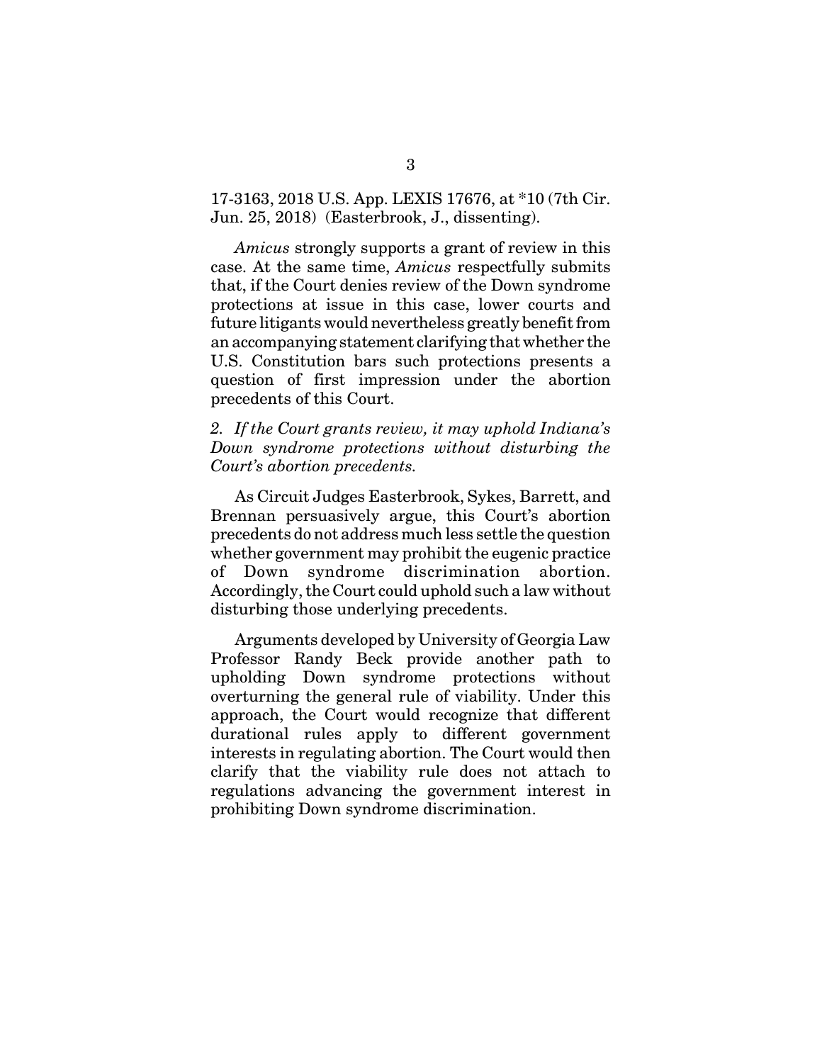17-3163, 2018 U.S. App. LEXIS 17676, at *10 (7th Cir. Jun. 25, 2018) (Easterbrook, J., dissenting).

*Amicus* strongly supports a grant of review in this case. At the same time, *Amicus* respectfully submits that, if the Court denies review of the Down syndrome protections at issue in this case, lower courts and future litigants would nevertheless greatly benefit from an accompanying statement clarifying that whether the U.S. Constitution bars such protections presents a question of first impression under the abortion precedents of this Court.

*2. If the Court grants review, it may uphold Indiana's Down syndrome protections without disturbing the Court's abortion precedents.*

As Circuit Judges Easterbrook, Sykes, Barrett, and Brennan persuasively argue, this Court's abortion precedents do not address much less settle the question whether government may prohibit the eugenic practice of Down syndrome discrimination abortion. Accordingly, the Court could uphold such a law without disturbing those underlying precedents.

Arguments developed by University of Georgia Law Professor Randy Beck provide another path to upholding Down syndrome protections without overturning the general rule of viability. Under this approach, the Court would recognize that different durational rules apply to different government interests in regulating abortion. The Court would then clarify that the viability rule does not attach to regulations advancing the government interest in prohibiting Down syndrome discrimination.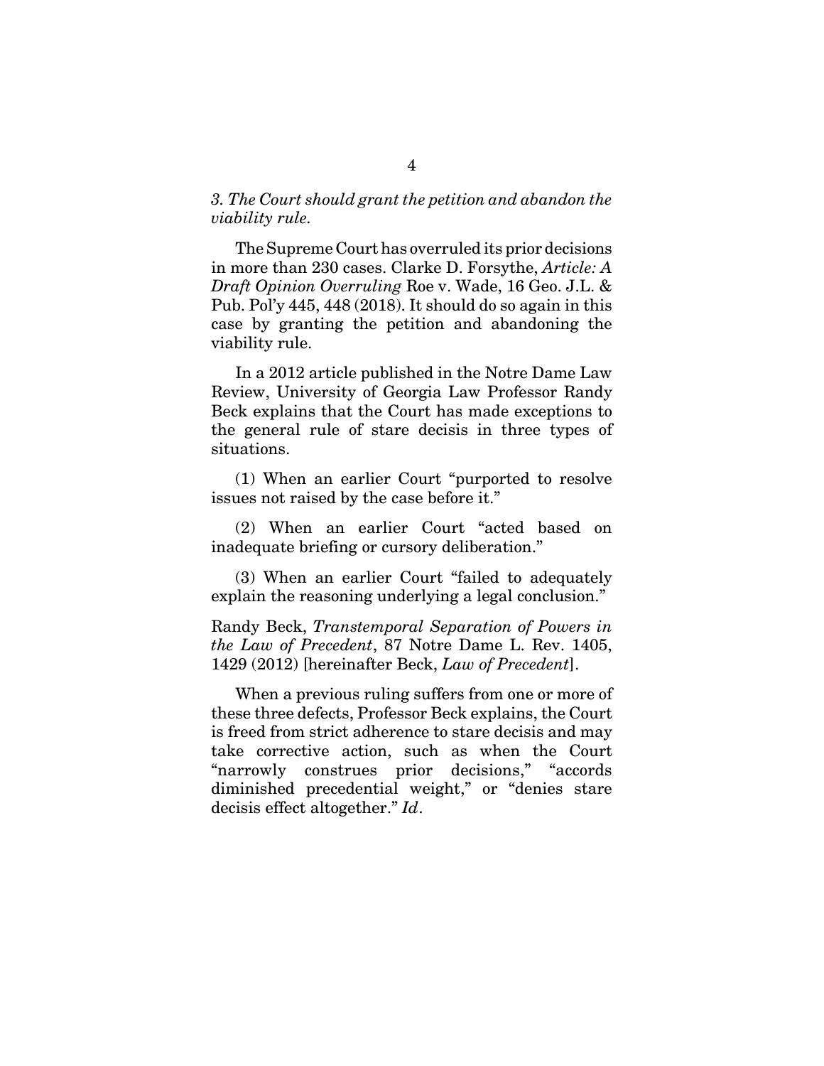*3. The Court should grant the petition and abandon the viability rule.*

The Supreme Court has overruled its prior decisions in more than 230 cases. Clarke D. Forsythe, *Article: A Draft Opinion Overruling* Roe v. Wade, 16 Geo. J.L. & Pub. Pol'y 445, 448 (2018). It should do so again in this case by granting the petition and abandoning the viability rule.

In a 2012 article published in the Notre Dame Law Review, University of Georgia Law Professor Randy Beck explains that the Court has made exceptions to the general rule of stare decisis in three types of situations.

(1) When an earlier Court "purported to resolve issues not raised by the case before it."

(2) When an earlier Court "acted based on inadequate briefing or cursory deliberation."

(3) When an earlier Court "failed to adequately explain the reasoning underlying a legal conclusion."

Randy Beck, *Transtemporal Separation of Powers in the Law of Precedent*, 87 Notre Dame L. Rev. 1405, 1429 (2012) [hereinafter Beck, *Law of Precedent*].

When a previous ruling suffers from one or more of these three defects, Professor Beck explains, the Court is freed from strict adherence to stare decisis and may take corrective action, such as when the Court "narrowly construes prior decisions," "accords diminished precedential weight," or "denies stare decisis effect altogether." *Id*.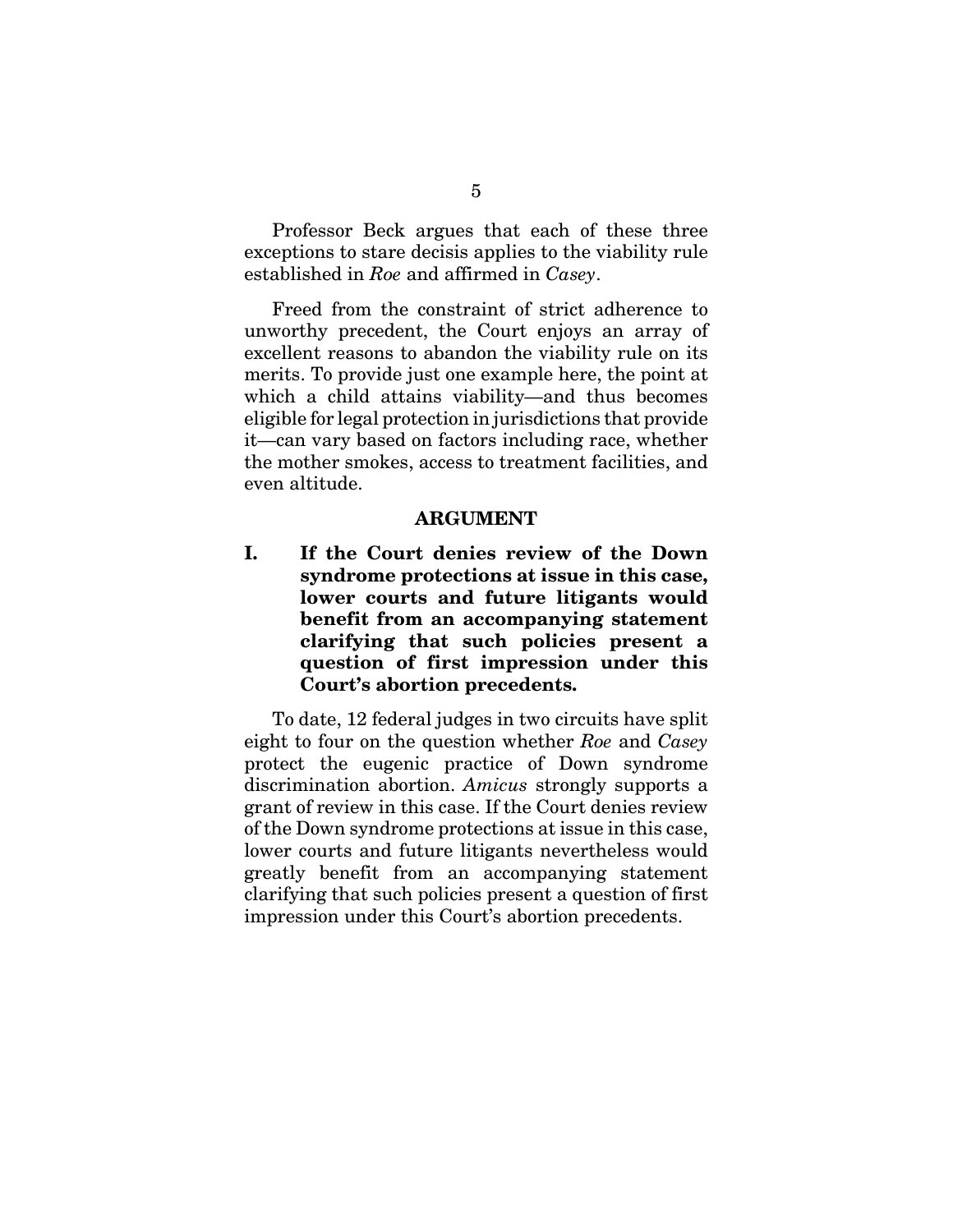Professor Beck argues that each of these three exceptions to stare decisis applies to the viability rule established in *Roe* and affirmed in *Casey*.

Freed from the constraint of strict adherence to unworthy precedent, the Court enjoys an array of excellent reasons to abandon the viability rule on its merits. To provide just one example here, the point at which a child attains viability—and thus becomes eligible for legal protection in jurisdictions that provide it—can vary based on factors including race, whether the mother smokes, access to treatment facilities, and even altitude.

## ARGUMENT

### I. If the Court denies review of the Down syndrome protections at issue in this case, lower courts and future litigants would benefit from an accompanying statement clarifying that such policies present a question of first impression under this Court's abortion precedents.

To date, 12 federal judges in two circuits have split eight to four on the question whether *Roe* and *Casey* protect the eugenic practice of Down syndrome discrimination abortion. *Amicus* strongly supports a grant of review in this case. If the Court denies review of the Down syndrome protections at issue in this case, lower courts and future litigants nevertheless would greatly benefit from an accompanying statement clarifying that such policies present a question of first impression under this Court's abortion precedents.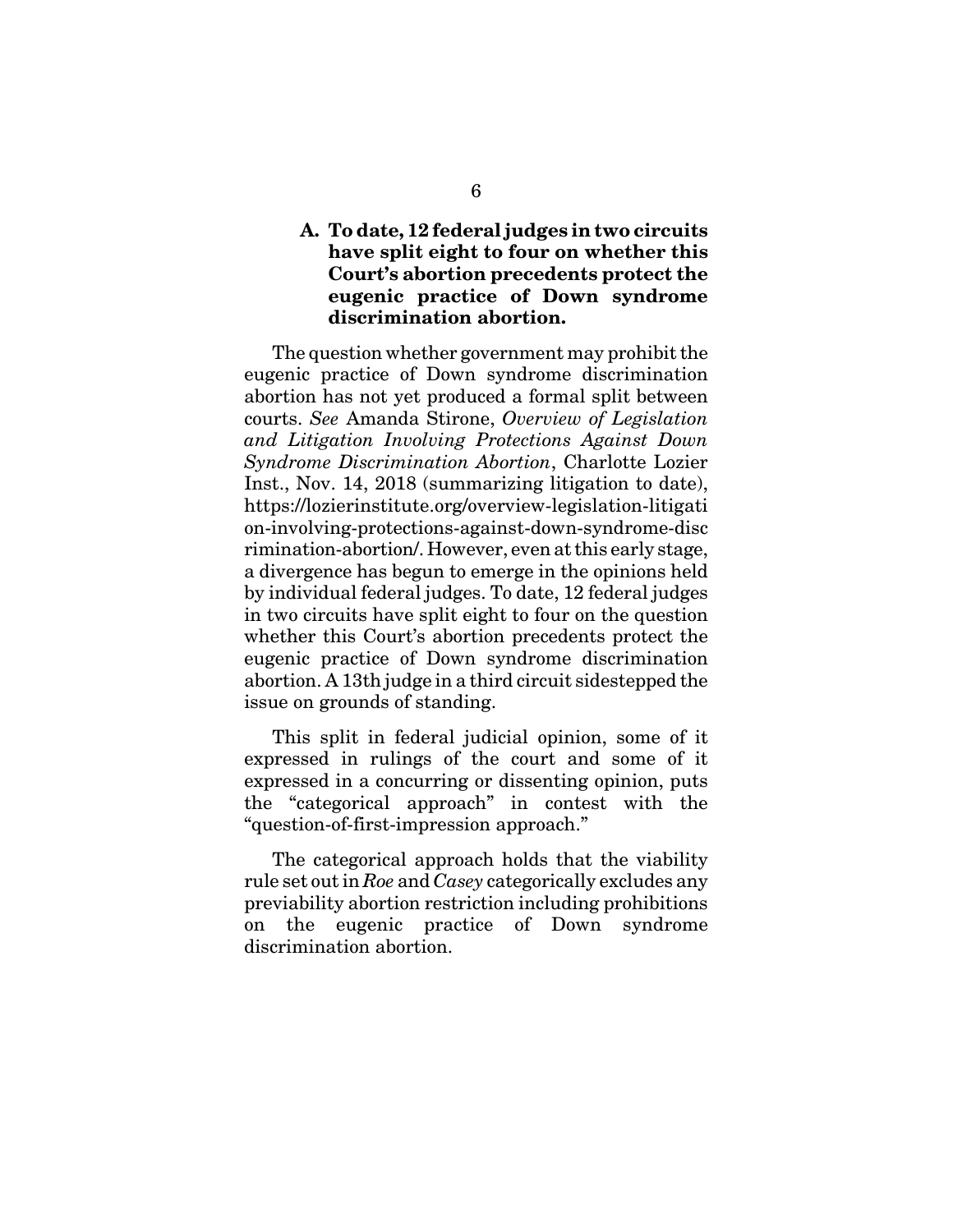### A. To date, 12 federal judges in two circuits have split eight to four on whether this Court's abortion precedents protect the eugenic practice of Down syndrome discrimination abortion.

The question whether government may prohibit the eugenic practice of Down syndrome discrimination abortion has not yet produced a formal split between courts. *See* Amanda Stirone, *Overview of Legislation and Litigation Involving Protections Against Down Syndrome Discrimination Abortion*, Charlotte Lozier Inst., Nov. 14, 2018 (summarizing litigation to date), https://lozierinstitute.org/overview-legislation-litigation-involving-protections-against-down-syndrome-discrimination-abortion/. However, even at this early stage, a divergence has begun to emerge in the opinions held by individual federal judges. To date, 12 federal judges in two circuits have split eight to four on the question whether this Court's abortion precedents protect the eugenic practice of Down syndrome discrimination abortion. A 13th judge in a third circuit sidestepped the issue on grounds of standing.

This split in federal judicial opinion, some of it expressed in rulings of the court and some of it expressed in a concurring or dissenting opinion, puts the "categorical approach" in contest with the "question-of-first-impression approach."

The categorical approach holds that the viability rule set out in *Roe* and *Casey* categorically excludes any previability abortion restriction including prohibitions on the eugenic practice of Down syndrome discrimination abortion.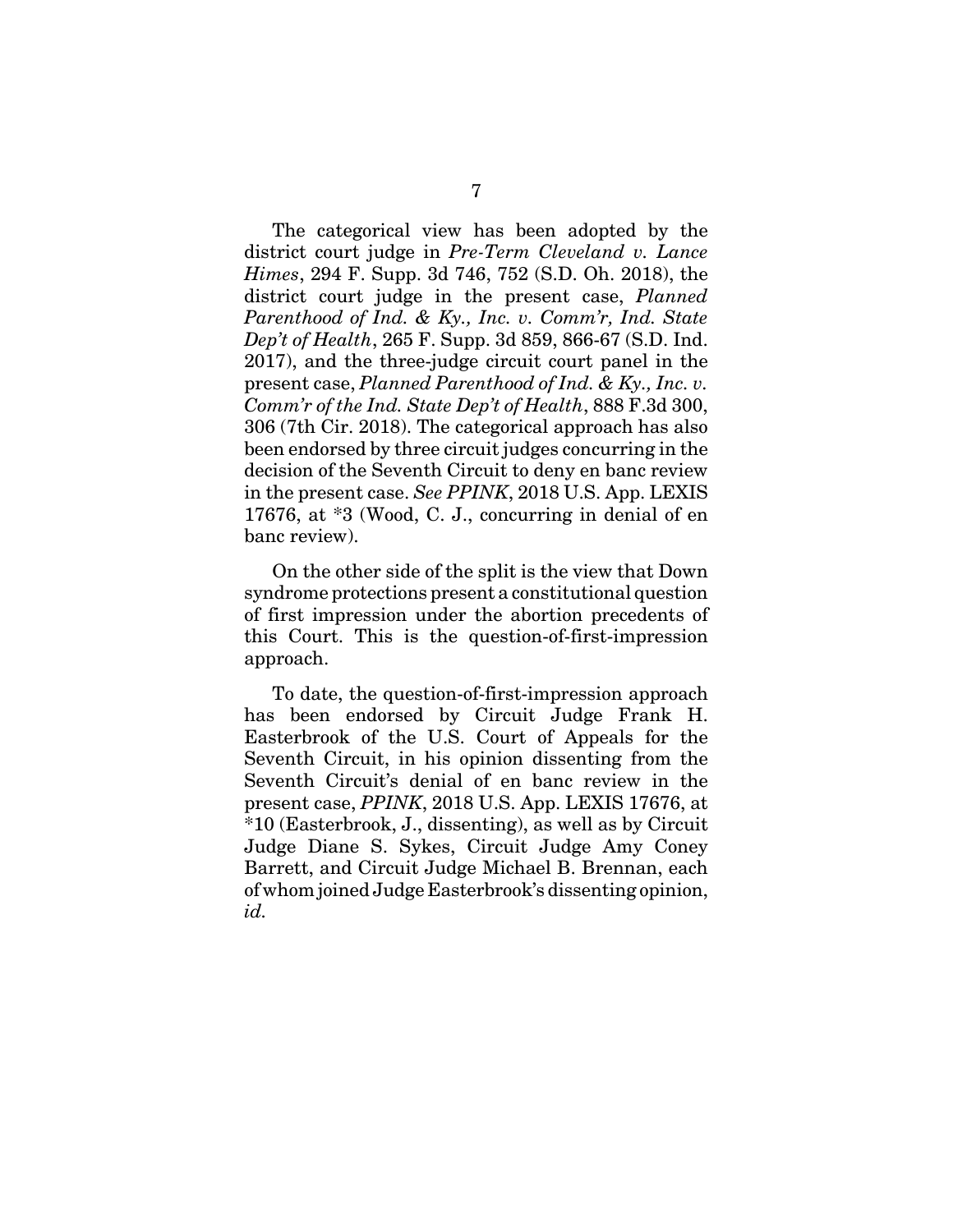The categorical view has been adopted by the district court judge in *Pre-Term Cleveland v. Lance Himes*, 294 F. Supp. 3d 746, 752 (S.D. Oh. 2018), the district court judge in the present case, *Planned Parenthood of Ind. & Ky., Inc. v. Comm'r, Ind. State Dep't of Health*, 265 F. Supp. 3d 859, 866-67 (S.D. Ind. 2017), and the three-judge circuit court panel in the present case, *Planned Parenthood of Ind. & Ky., Inc. v. Comm'r of the Ind. State Dep't of Health*, 888 F.3d 300, 306 (7th Cir. 2018). The categorical approach has also been endorsed by three circuit judges concurring in the decision of the Seventh Circuit to deny en banc review in the present case. *See PPINK*, 2018 U.S. App. LEXIS 17676, at *3 (Wood, C. J., concurring in denial of en banc review).

On the other side of the split is the view that Down syndrome protections present a constitutional question of first impression under the abortion precedents of this Court. This is the question-of-first-impression approach.

To date, the question-of-first-impression approach has been endorsed by Circuit Judge Frank H. Easterbrook of the U.S. Court of Appeals for the Seventh Circuit, in his opinion dissenting from the Seventh Circuit's denial of en banc review in the present case, *PPINK*, 2018 U.S. App. LEXIS 17676, at *10 (Easterbrook, J., dissenting), as well as by Circuit Judge Diane S. Sykes, Circuit Judge Amy Coney Barrett, and Circuit Judge Michael B. Brennan, each of whom joined Judge Easterbrook's dissenting opinion, *id*.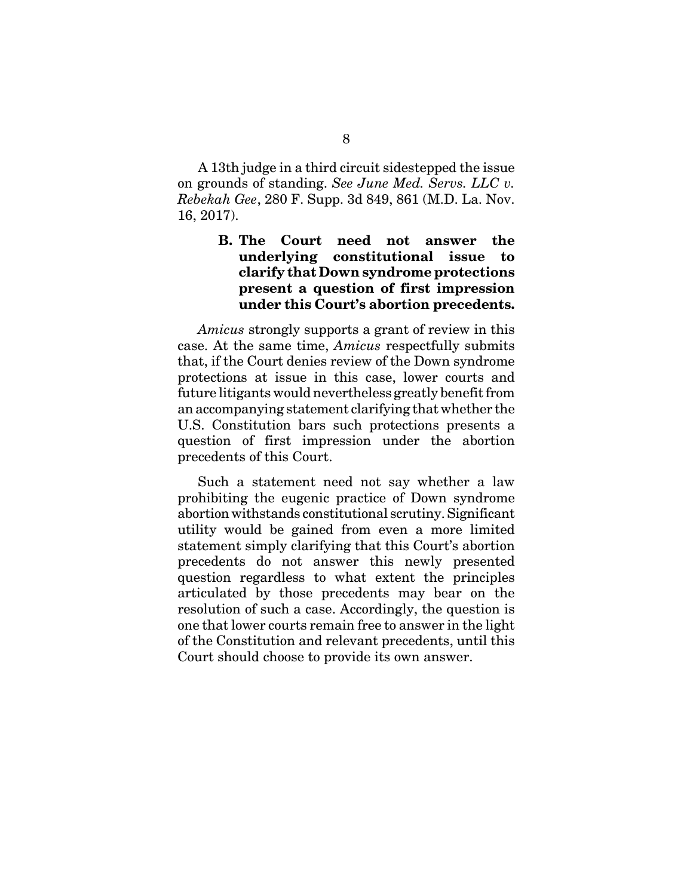A 13th judge in a third circuit sidestepped the issue on grounds of standing. *See June Med. Servs. LLC v. Rebekah Gee*, 280 F. Supp. 3d 849, 861 (M.D. La. Nov. 16, 2017).

### B. The Court need not answer the underlying constitutional issue to clarify that Down syndrome protections present a question of first impression under this Court's abortion precedents.

*Amicus* strongly supports a grant of review in this case. At the same time, *Amicus* respectfully submits that, if the Court denies review of the Down syndrome protections at issue in this case, lower courts and future litigants would nevertheless greatly benefit from an accompanying statement clarifying that whether the U.S. Constitution bars such protections presents a question of first impression under the abortion precedents of this Court.

Such a statement need not say whether a law prohibiting the eugenic practice of Down syndrome abortion withstands constitutional scrutiny. Significant utility would be gained from even a more limited statement simply clarifying that this Court's abortion precedents do not answer this newly presented question regardless to what extent the principles articulated by those precedents may bear on the resolution of such a case. Accordingly, the question is one that lower courts remain free to answer in the light of the Constitution and relevant precedents, until this Court should choose to provide its own answer.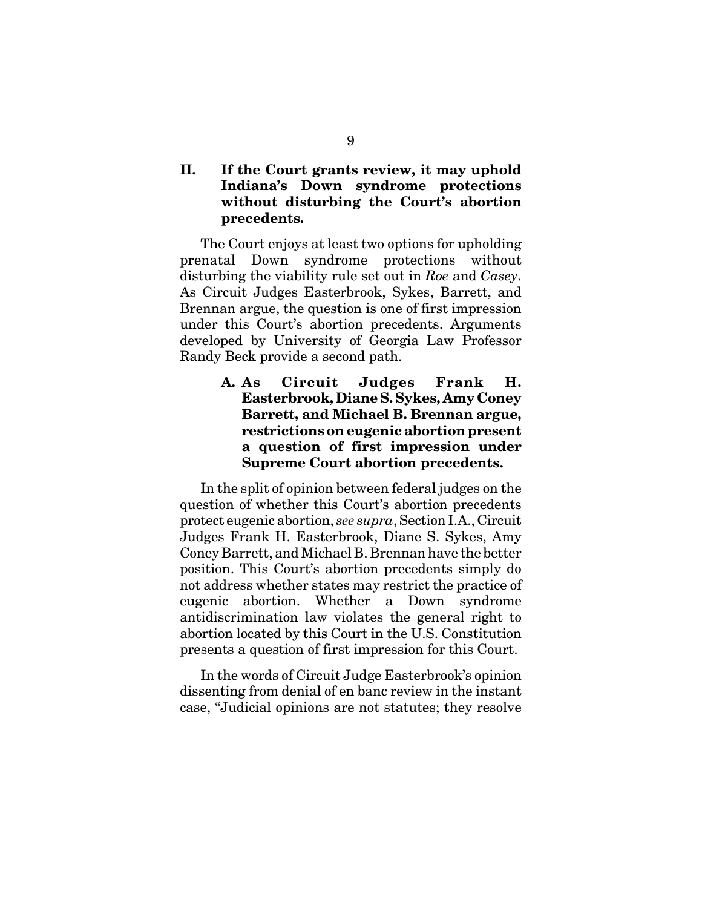## II. If the Court grants review, it may uphold Indiana's Down syndrome protections without disturbing the Court's abortion precedents.

The Court enjoys at least two options for upholding prenatal Down syndrome protections without disturbing the viability rule set out in *Roe* and *Casey*. As Circuit Judges Easterbrook, Sykes, Barrett, and Brennan argue, the question is one of first impression under this Court's abortion precedents. Arguments developed by University of Georgia Law Professor Randy Beck provide a second path.

### A. As Circuit Judges Frank H. Easterbrook, Diane S. Sykes, Amy Coney Barrett, and Michael B. Brennan argue, restrictions on eugenic abortion present a question of first impression under Supreme Court abortion precedents.

In the split of opinion between federal judges on the question of whether this Court's abortion precedents protect eugenic abortion, *see supra*, Section I.A., Circuit Judges Frank H. Easterbrook, Diane S. Sykes, Amy Coney Barrett, and Michael B. Brennan have the better position. This Court's abortion precedents simply do not address whether states may restrict the practice of eugenic abortion. Whether a Down syndrome antidiscrimination law violates the general right to abortion located by this Court in the U.S. Constitution presents a question of first impression for this Court.

In the words of Circuit Judge Easterbrook's opinion dissenting from denial of en banc review in the instant case, "Judicial opinions are not statutes; they resolve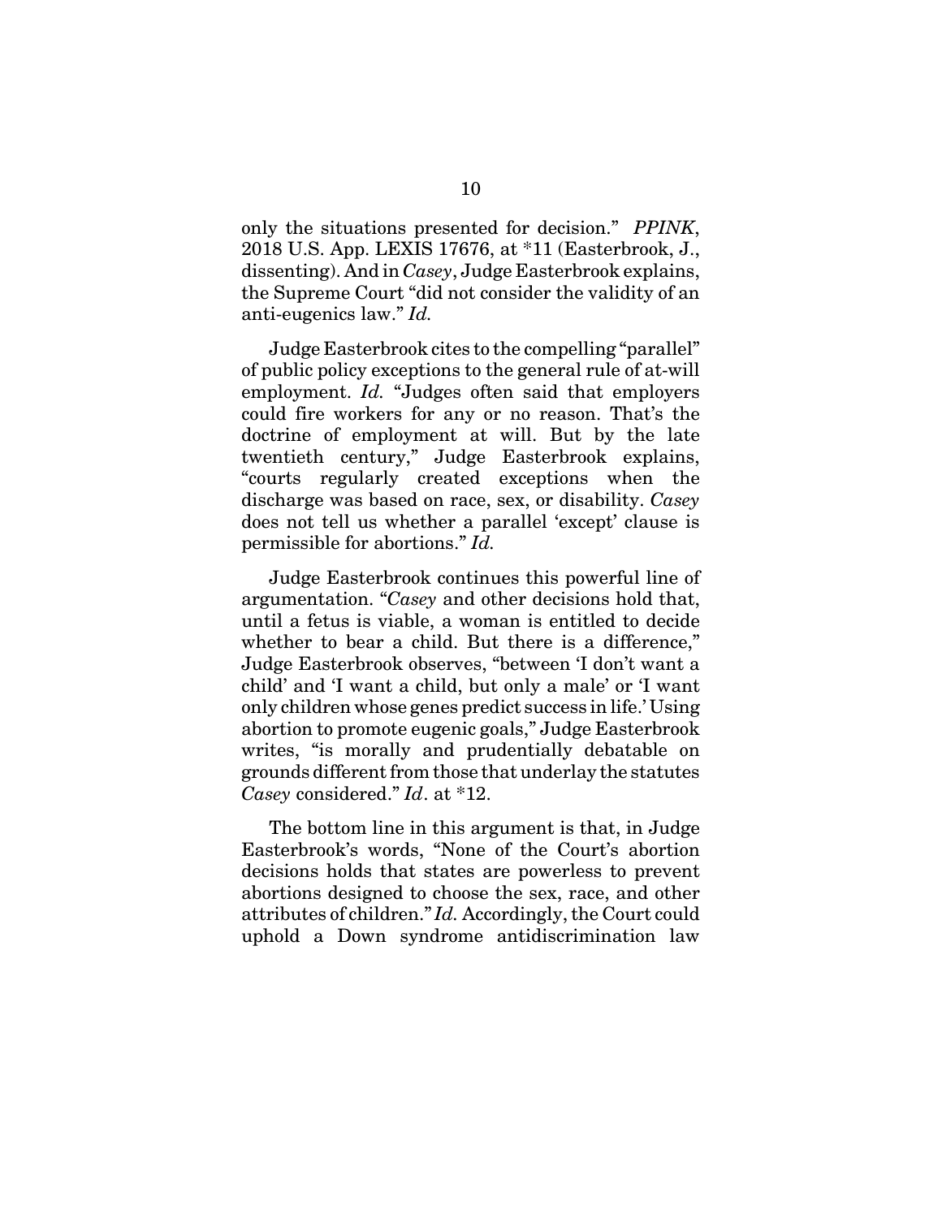only the situations presented for decision." *PPINK*, 2018 U.S. App. LEXIS 17676, at *11 (Easterbrook, J., dissenting). And in *Casey*, Judge Easterbrook explains, the Supreme Court "did not consider the validity of an anti-eugenics law." *Id.*

Judge Easterbrook cites to the compelling "parallel" of public policy exceptions to the general rule of at-will employment. *Id.* "Judges often said that employers could fire workers for any or no reason. That's the doctrine of employment at will. But by the late twentieth century," Judge Easterbrook explains, "courts regularly created exceptions when the discharge was based on race, sex, or disability. *Casey* does not tell us whether a parallel 'except' clause is permissible for abortions." *Id.*

Judge Easterbrook continues this powerful line of argumentation. "*Casey* and other decisions hold that, until a fetus is viable, a woman is entitled to decide whether to bear a child. But there is a difference," Judge Easterbrook observes, "between 'I don't want a child' and 'I want a child, but only a male' or 'I want only children whose genes predict success in life.' Using abortion to promote eugenic goals," Judge Easterbrook writes, "is morally and prudentially debatable on grounds different from those that underlay the statutes *Casey* considered." *Id*. at *12.

The bottom line in this argument is that, in Judge Easterbrook's words, "None of the Court's abortion decisions holds that states are powerless to prevent abortions designed to choose the sex, race, and other attributes of children." *Id.* Accordingly, the Court could uphold a Down syndrome antidiscrimination law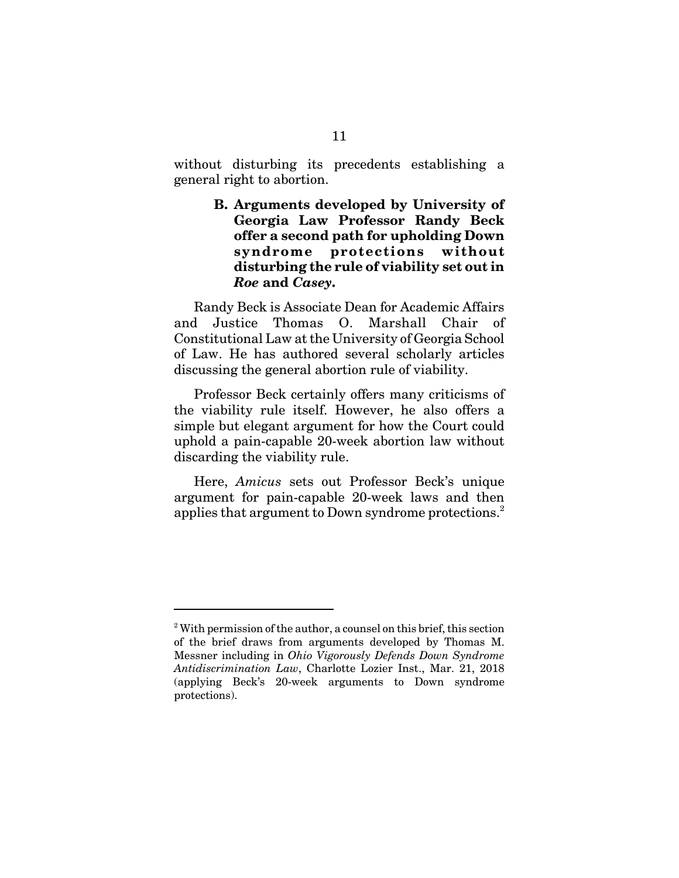without disturbing its precedents establishing a general right to abortion.

### B. Arguments developed by University of Georgia Law Professor Randy Beck offer a second path for upholding Down syndrome protections without disturbing the rule of viability set out in *Roe* and *Casey*.

Randy Beck is Associate Dean for Academic Affairs and Justice Thomas O. Marshall Chair of Constitutional Law at the University of Georgia School of Law. He has authored several scholarly articles discussing the general abortion rule of viability.

Professor Beck certainly offers many criticisms of the viability rule itself. However, he also offers a simple but elegant argument for how the Court could uphold a pain-capable 20-week abortion law without discarding the viability rule.

Here, *Amicus* sets out Professor Beck's unique argument for pain-capable 20-week laws and then applies that argument to Down syndrome protections.[2]

---

[2] With permission of the author, a counsel on this brief, this section of the brief draws from arguments developed by Thomas M. Messner including in *Ohio Vigorously Defends Down Syndrome Antidiscrimination Law*, Charlotte Lozier Inst., Mar. 21, 2018 (applying Beck's 20-week arguments to Down syndrome protections).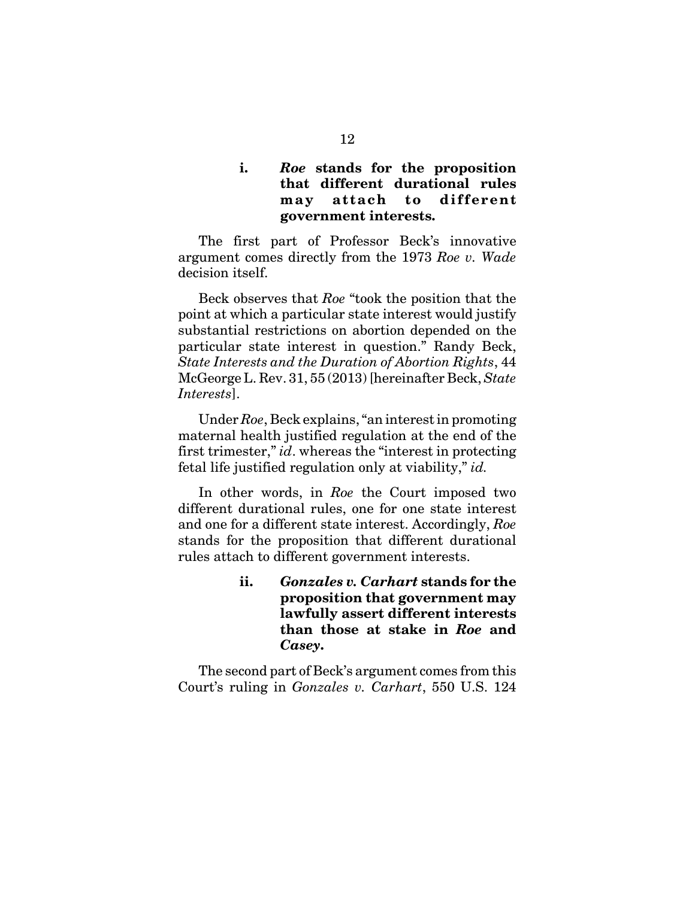#### i. *Roe* stands for the proposition that different durational rules may attach to different government interests.

The first part of Professor Beck's innovative argument comes directly from the 1973 *Roe v. Wade* decision itself.

Beck observes that *Roe* "took the position that the point at which a particular state interest would justify substantial restrictions on abortion depended on the particular state interest in question." Randy Beck, *State Interests and the Duration of Abortion Rights*, 44 McGeorge L. Rev. 31, 55 (2013) [hereinafter Beck, *State Interests*].

Under *Roe*, Beck explains, "an interest in promoting maternal health justified regulation at the end of the first trimester," *id*. whereas the "interest in protecting fetal life justified regulation only at viability," *id.*

In other words, in *Roe* the Court imposed two different durational rules, one for one state interest and one for a different state interest. Accordingly, *Roe* stands for the proposition that different durational rules attach to different government interests.

#### ii. *Gonzales v. Carhart* stands for the proposition that government may lawfully assert different interests than those at stake in *Roe* and *Casey*.

The second part of Beck's argument comes from this Court's ruling in *Gonzales v. Carhart*, 550 U.S. 124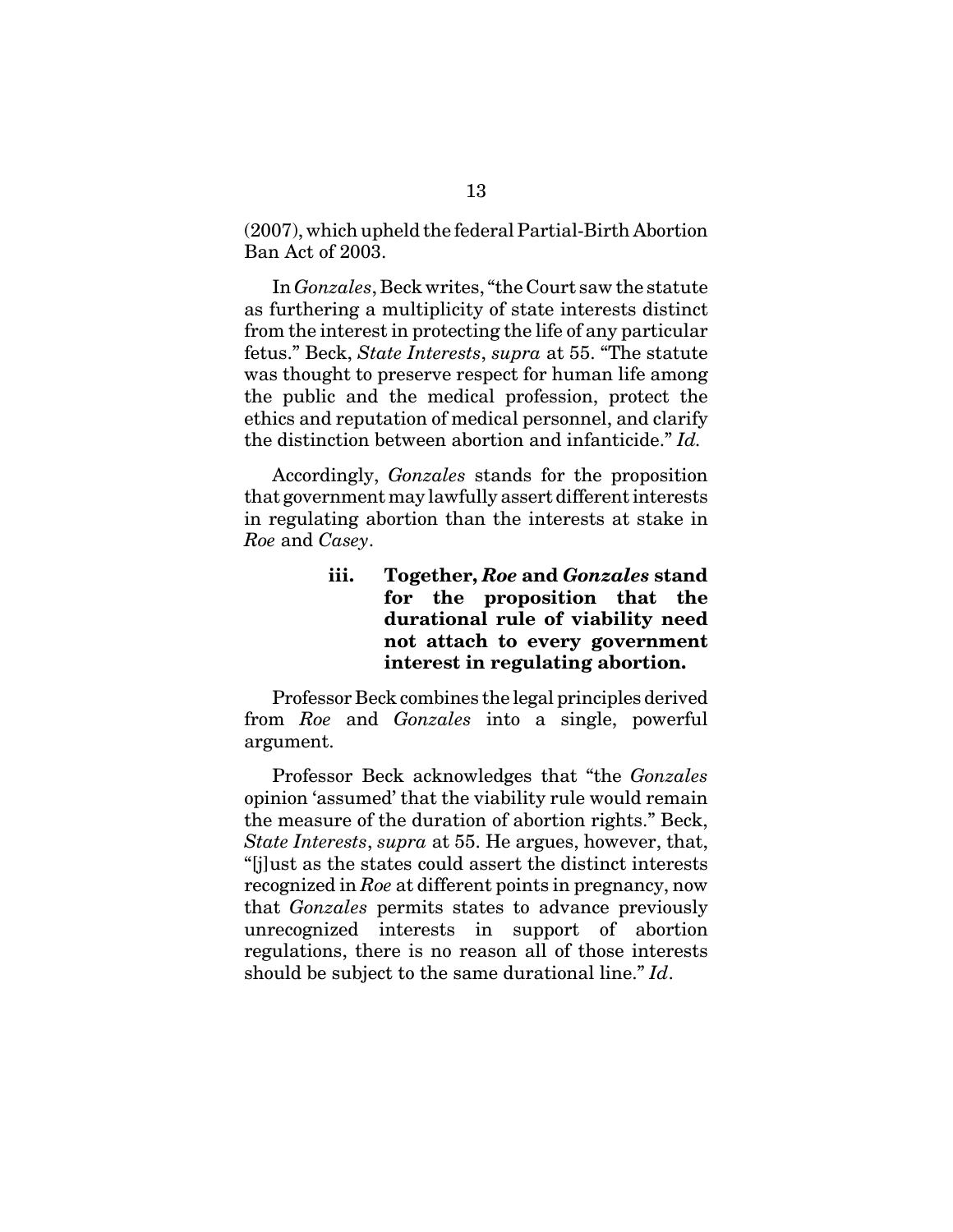(2007), which upheld the federal Partial-Birth Abortion Ban Act of 2003.

In *Gonzales*, Beck writes, "the Court saw the statute as furthering a multiplicity of state interests distinct from the interest in protecting the life of any particular fetus." Beck, *State Interests*, *supra* at 55. "The statute was thought to preserve respect for human life among the public and the medical profession, protect the ethics and reputation of medical personnel, and clarify the distinction between abortion and infanticide." *Id.*

Accordingly, *Gonzales* stands for the proposition that government may lawfully assert different interests in regulating abortion than the interests at stake in *Roe* and *Casey*.

**iii. Together, *Roe* and *Gonzales* stand for the proposition that the durational rule of viability need not attach to every government interest in regulating abortion.**

Professor Beck combines the legal principles derived from *Roe* and *Gonzales* into a single, powerful argument.

Professor Beck acknowledges that "the *Gonzales* opinion 'assumed' that the viability rule would remain the measure of the duration of abortion rights." Beck, *State Interests*, *supra* at 55. He argues, however, that, "[j]ust as the states could assert the distinct interests recognized in *Roe* at different points in pregnancy, now that *Gonzales* permits states to advance previously unrecognized interests in support of abortion regulations, there is no reason all of those interests should be subject to the same durational line." *Id*.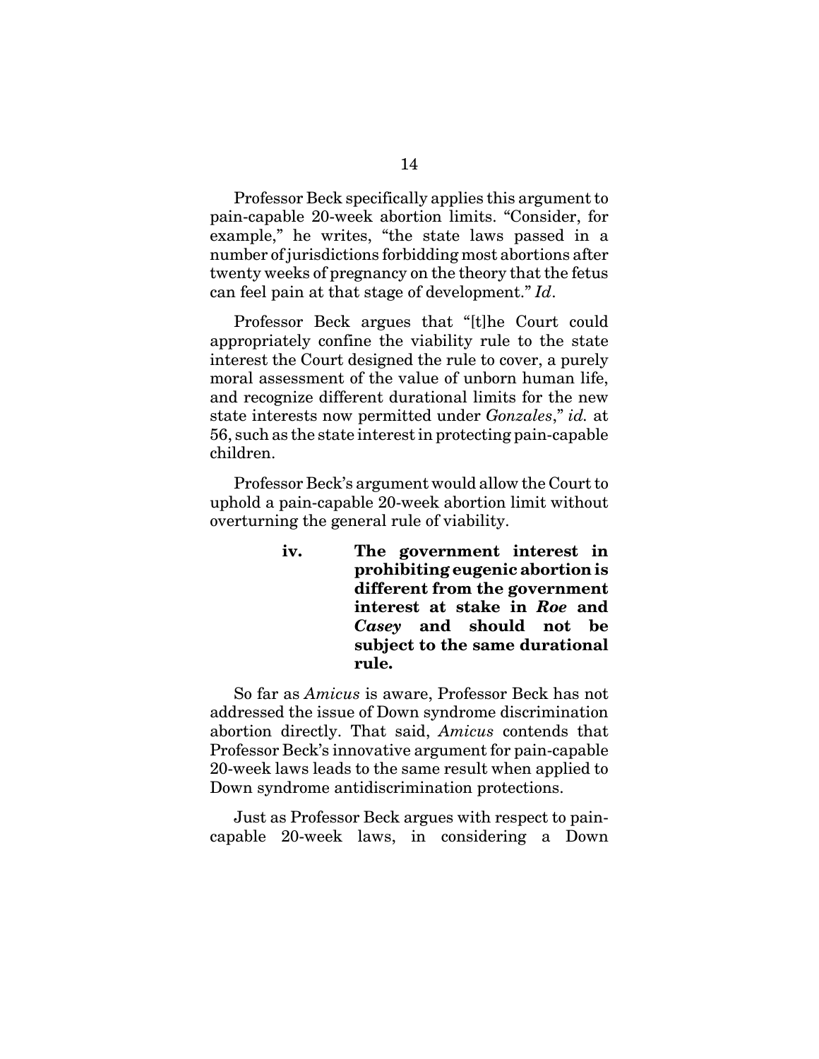Professor Beck specifically applies this argument to pain-capable 20-week abortion limits. "Consider, for example," he writes, "the state laws passed in a number of jurisdictions forbidding most abortions after twenty weeks of pregnancy on the theory that the fetus can feel pain at that stage of development." *Id*.

Professor Beck argues that "[t]he Court could appropriately confine the viability rule to the state interest the Court designed the rule to cover, a purely moral assessment of the value of unborn human life, and recognize different durational limits for the new state interests now permitted under *Gonzales*," *id.* at 56, such as the state interest in protecting pain-capable children.

Professor Beck's argument would allow the Court to uphold a pain-capable 20-week abortion limit without overturning the general rule of viability.

**iv. The government interest in prohibiting eugenic abortion is different from the government interest at stake in *Roe* and *Casey* and should not be subject to the same durational rule.**

So far as *Amicus* is aware, Professor Beck has not addressed the issue of Down syndrome discrimination abortion directly. That said, *Amicus* contends that Professor Beck's innovative argument for pain-capable 20-week laws leads to the same result when applied to Down syndrome antidiscrimination protections.

Just as Professor Beck argues with respect to pain-capable 20-week laws, in considering a Down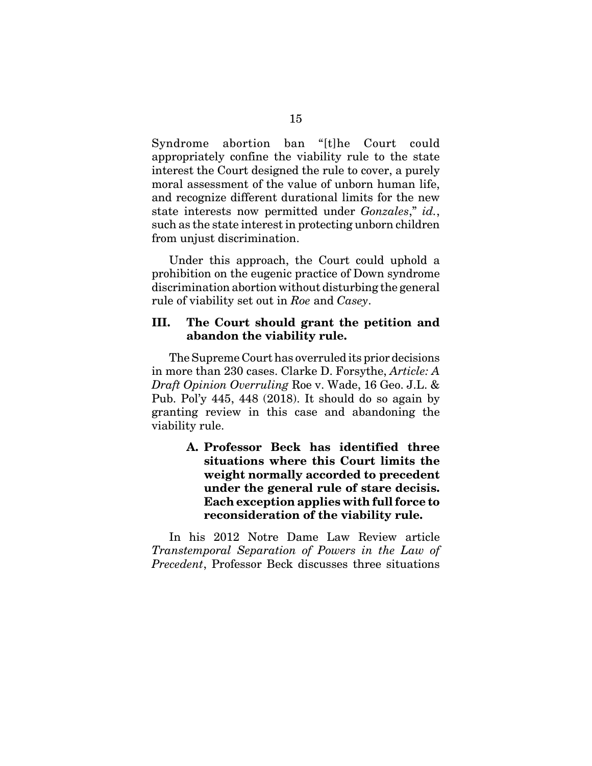Syndrome abortion ban "[t]he Court could appropriately confine the viability rule to the state interest the Court designed the rule to cover, a purely moral assessment of the value of unborn human life, and recognize different durational limits for the new state interests now permitted under *Gonzales*," *id.*, such as the state interest in protecting unborn children from unjust discrimination.

Under this approach, the Court could uphold a prohibition on the eugenic practice of Down syndrome discrimination abortion without disturbing the general rule of viability set out in *Roe* and *Casey*.

## III. The Court should grant the petition and abandon the viability rule.

The Supreme Court has overruled its prior decisions in more than 230 cases. Clarke D. Forsythe, *Article: A Draft Opinion Overruling* Roe v. Wade, 16 Geo. J.L. & Pub. Pol'y 445, 448 (2018). It should do so again by granting review in this case and abandoning the viability rule.

### A. Professor Beck has identified three situations where this Court limits the weight normally accorded to precedent under the general rule of stare decisis. Each exception applies with full force to reconsideration of the viability rule.

In his 2012 Notre Dame Law Review article *Transtemporal Separation of Powers in the Law of Precedent*, Professor Beck discusses three situations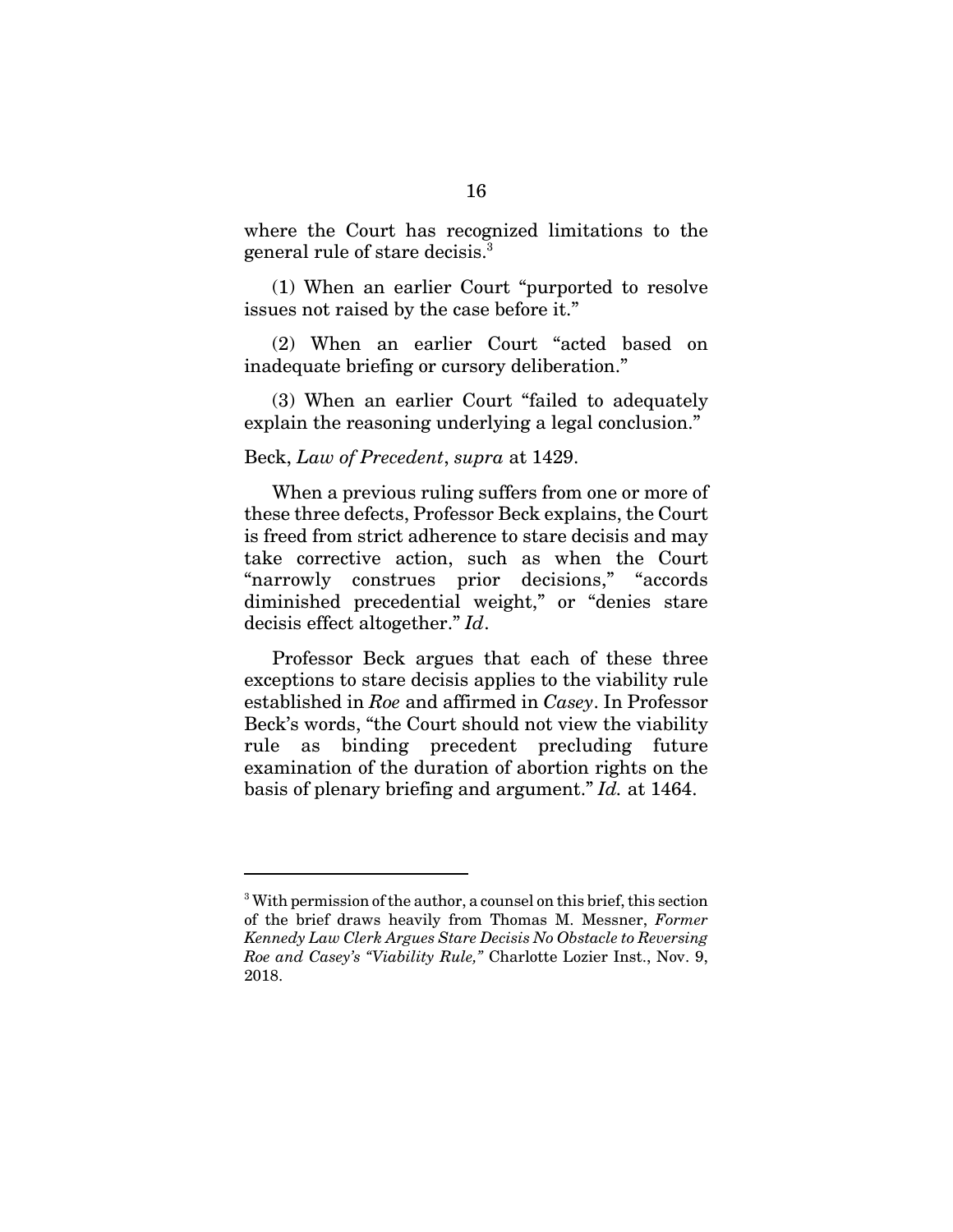where the Court has recognized limitations to the general rule of stare decisis.[3]

(1) When an earlier Court "purported to resolve issues not raised by the case before it."

(2) When an earlier Court "acted based on inadequate briefing or cursory deliberation."

(3) When an earlier Court "failed to adequately explain the reasoning underlying a legal conclusion."

Beck, *Law of Precedent*, *supra* at 1429.

When a previous ruling suffers from one or more of these three defects, Professor Beck explains, the Court is freed from strict adherence to stare decisis and may take corrective action, such as when the Court "narrowly construes prior decisions," "accords diminished precedential weight," or "denies stare decisis effect altogether." *Id*.

Professor Beck argues that each of these three exceptions to stare decisis applies to the viability rule established in *Roe* and affirmed in *Casey*. In Professor Beck's words, "the Court should not view the viability rule as binding precedent precluding future examination of the duration of abortion rights on the basis of plenary briefing and argument." *Id.* at 1464.

---

[3] With permission of the author, a counsel on this brief, this section of the brief draws heavily from Thomas M. Messner, *Former Kennedy Law Clerk Argues Stare Decisis No Obstacle to Reversing Roe and Casey's "Viability Rule,"* Charlotte Lozier Inst., Nov. 9, 2018.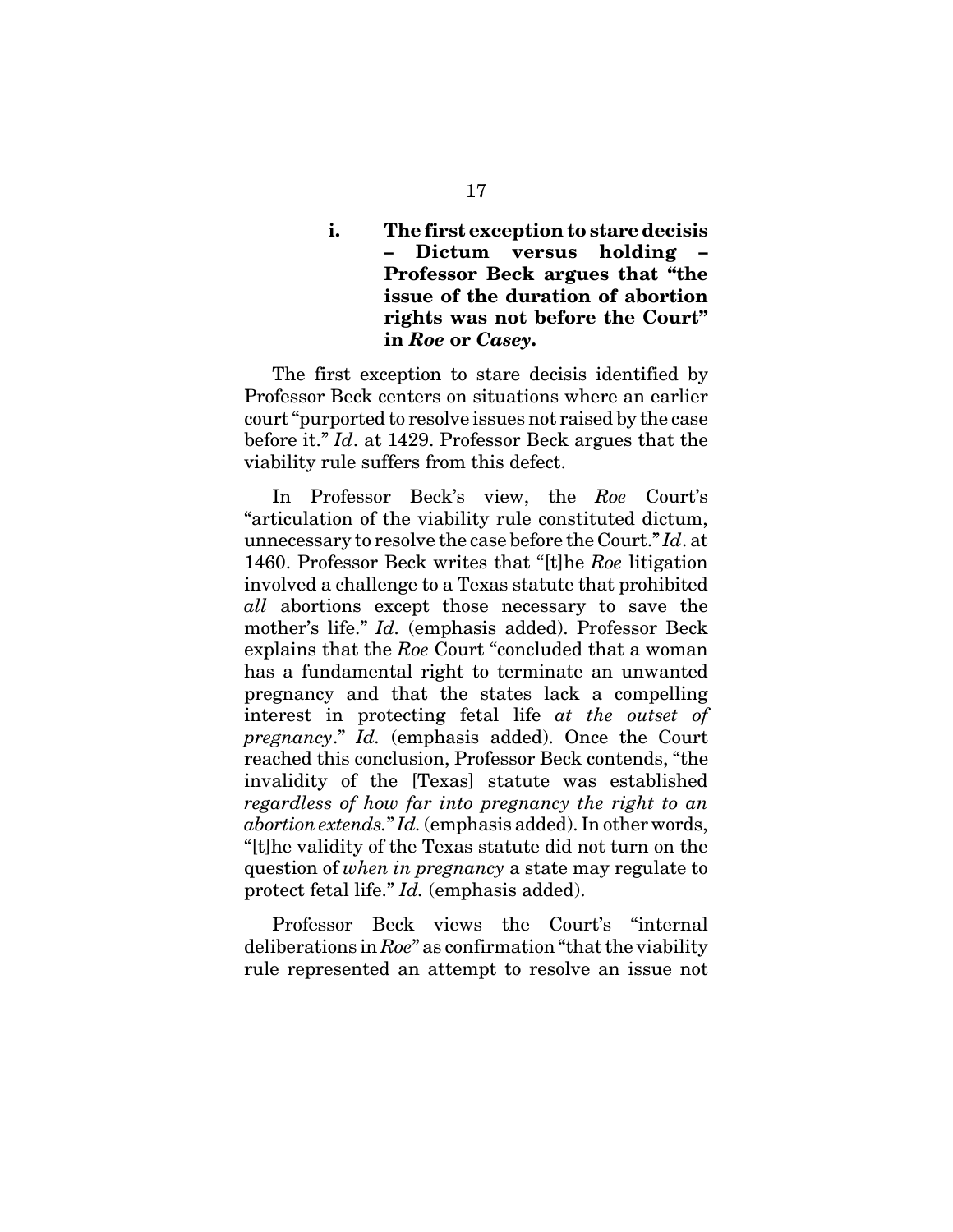#### i. The first exception to stare decisis – Dictum versus holding – Professor Beck argues that "the issue of the duration of abortion rights was not before the Court" in *Roe* or *Casey*.

The first exception to stare decisis identified by Professor Beck centers on situations where an earlier court "purported to resolve issues not raised by the case before it." *Id*. at 1429. Professor Beck argues that the viability rule suffers from this defect.

In Professor Beck's view, the *Roe* Court's "articulation of the viability rule constituted dictum, unnecessary to resolve the case before the Court." *Id*. at 1460. Professor Beck writes that "[t]he *Roe* litigation involved a challenge to a Texas statute that prohibited *all* abortions except those necessary to save the mother's life." *Id.* (emphasis added). Professor Beck explains that the *Roe* Court "concluded that a woman has a fundamental right to terminate an unwanted pregnancy and that the states lack a compelling interest in protecting fetal life *at the outset of pregnancy*." *Id.* (emphasis added). Once the Court reached this conclusion, Professor Beck contends, "the invalidity of the [Texas] statute was established *regardless of how far into pregnancy the right to an abortion extends*." *Id.* (emphasis added). In other words, "[t]he validity of the Texas statute did not turn on the question of *when in pregnancy* a state may regulate to protect fetal life." *Id.* (emphasis added).

Professor Beck views the Court's "internal deliberations in *Roe*" as confirmation "that the viability rule represented an attempt to resolve an issue not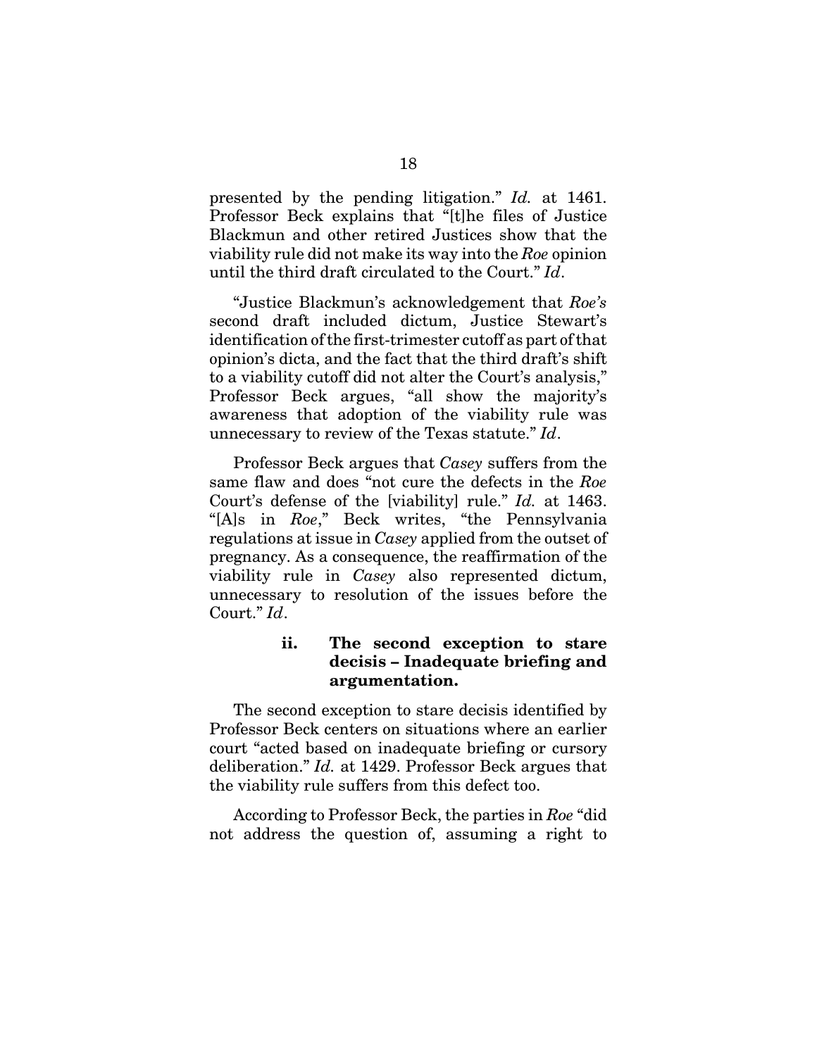presented by the pending litigation." *Id.* at 1461. Professor Beck explains that "[t]he files of Justice Blackmun and other retired Justices show that the viability rule did not make its way into the *Roe* opinion until the third draft circulated to the Court." *Id*.

"Justice Blackmun's acknowledgement that *Roe's* second draft included dictum, Justice Stewart's identification of the first-trimester cutoff as part of that opinion's dicta, and the fact that the third draft's shift to a viability cutoff did not alter the Court's analysis," Professor Beck argues, "all show the majority's awareness that adoption of the viability rule was unnecessary to review of the Texas statute." *Id*.

Professor Beck argues that *Casey* suffers from the same flaw and does "not cure the defects in the *Roe* Court's defense of the [viability] rule." *Id.* at 1463. "[A]s in *Roe*," Beck writes, "the Pennsylvania regulations at issue in *Casey* applied from the outset of pregnancy. As a consequence, the reaffirmation of the viability rule in *Casey* also represented dictum, unnecessary to resolution of the issues before the Court." *Id*.

#### ii. The second exception to stare decisis – Inadequate briefing and argumentation.

The second exception to stare decisis identified by Professor Beck centers on situations where an earlier court "acted based on inadequate briefing or cursory deliberation." *Id.* at 1429. Professor Beck argues that the viability rule suffers from this defect too.

According to Professor Beck, the parties in *Roe* "did not address the question of, assuming a right to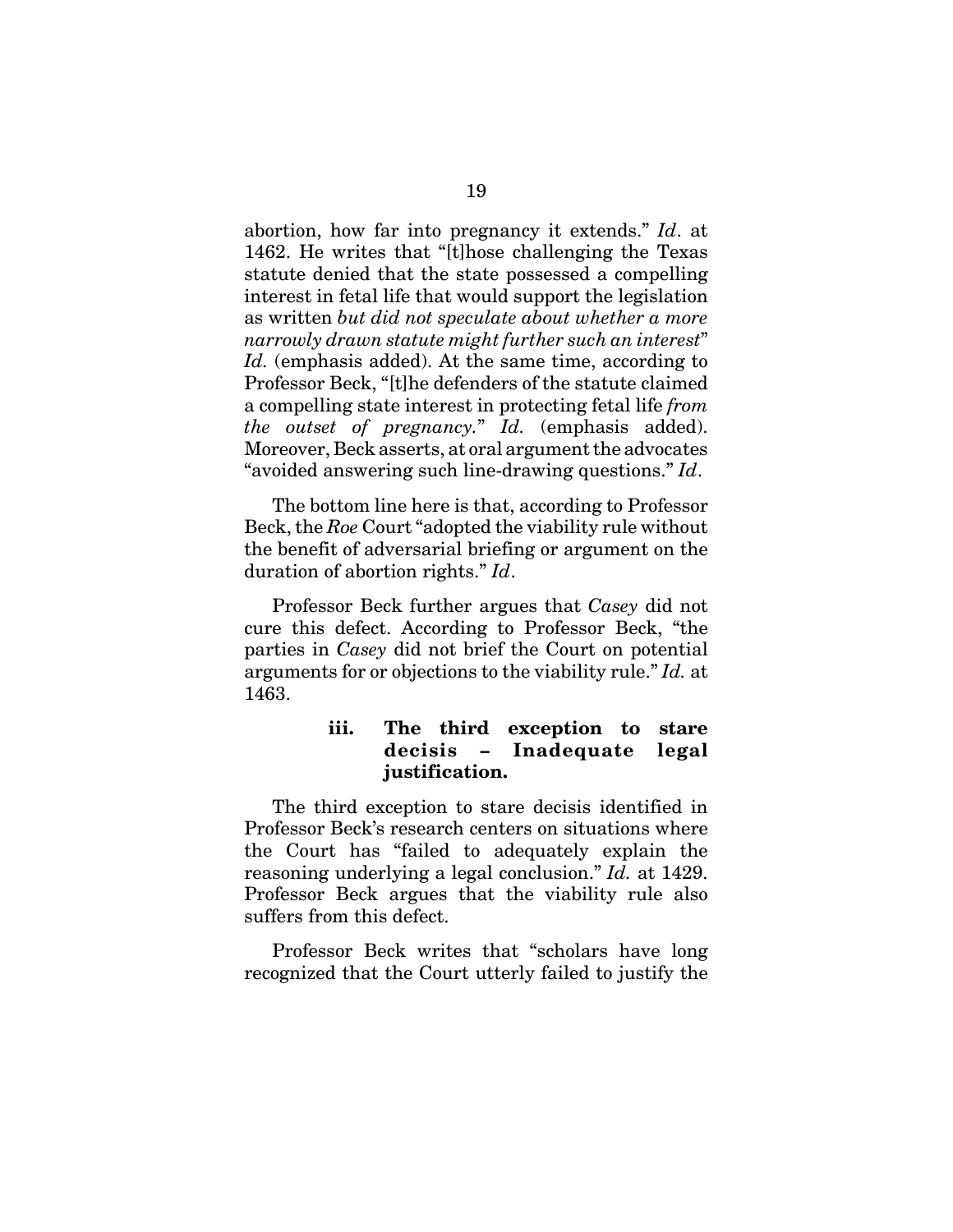abortion, how far into pregnancy it extends." *Id*. at 1462. He writes that "[t]hose challenging the Texas statute denied that the state possessed a compelling interest in fetal life that would support the legislation as written *but did not speculate about whether a more narrowly drawn statute might further such an interest*" *Id.* (emphasis added). At the same time, according to Professor Beck, "[t]he defenders of the statute claimed a compelling state interest in protecting fetal life *from the outset of pregnancy.*" *Id.* (emphasis added). Moreover, Beck asserts, at oral argument the advocates "avoided answering such line-drawing questions." *Id*.

The bottom line here is that, according to Professor Beck, the *Roe* Court "adopted the viability rule without the benefit of adversarial briefing or argument on the duration of abortion rights." *Id*.

Professor Beck further argues that *Casey* did not cure this defect. According to Professor Beck, "the parties in *Casey* did not brief the Court on potential arguments for or objections to the viability rule." *Id.* at 1463.

#### iii. The third exception to stare decisis – Inadequate legal justification.

The third exception to stare decisis identified in Professor Beck's research centers on situations where the Court has "failed to adequately explain the reasoning underlying a legal conclusion." *Id.* at 1429. Professor Beck argues that the viability rule also suffers from this defect.

Professor Beck writes that "scholars have long recognized that the Court utterly failed to justify the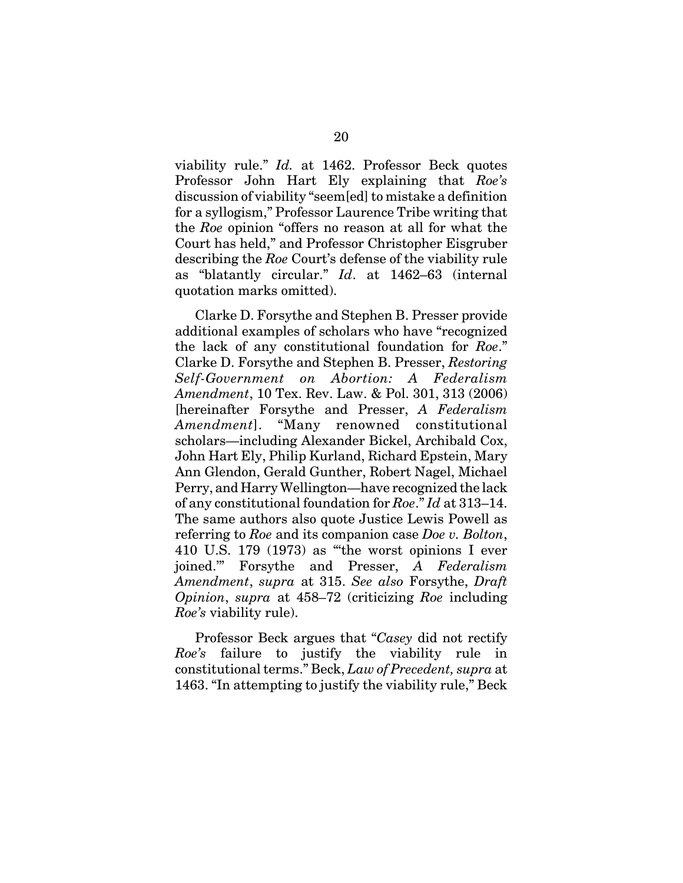viability rule." *Id.* at 1462. Professor Beck quotes Professor John Hart Ely explaining that *Roe's* discussion of viability "seem[ed] to mistake a definition for a syllogism," Professor Laurence Tribe writing that the *Roe* opinion "offers no reason at all for what the Court has held," and Professor Christopher Eisgruber describing the *Roe* Court's defense of the viability rule as "blatantly circular." *Id*. at 1462–63 (internal quotation marks omitted).

Clarke D. Forsythe and Stephen B. Presser provide additional examples of scholars who have "recognized the lack of any constitutional foundation for *Roe*." Clarke D. Forsythe and Stephen B. Presser, *Restoring Self-Government on Abortion: A Federalism Amendment*, 10 Tex. Rev. Law. & Pol. 301, 313 (2006) [hereinafter Forsythe and Presser, *A Federalism Amendment*]. "Many renowned constitutional scholars—including Alexander Bickel, Archibald Cox, John Hart Ely, Philip Kurland, Richard Epstein, Mary Ann Glendon, Gerald Gunther, Robert Nagel, Michael Perry, and Harry Wellington—have recognized the lack of any constitutional foundation for *Roe*." *Id* at 313–14. The same authors also quote Justice Lewis Powell as referring to *Roe* and its companion case *Doe v. Bolton*, 410 U.S. 179 (1973) as "'the worst opinions I ever joined.'" Forsythe and Presser, *A Federalism Amendment*, *supra* at 315. *See also* Forsythe, *Draft Opinion*, *supra* at 458–72 (criticizing *Roe* including *Roe's* viability rule).

Professor Beck argues that "*Casey* did not rectify *Roe's* failure to justify the viability rule in constitutional terms." Beck, *Law of Precedent, supra* at 1463. "In attempting to justify the viability rule," Beck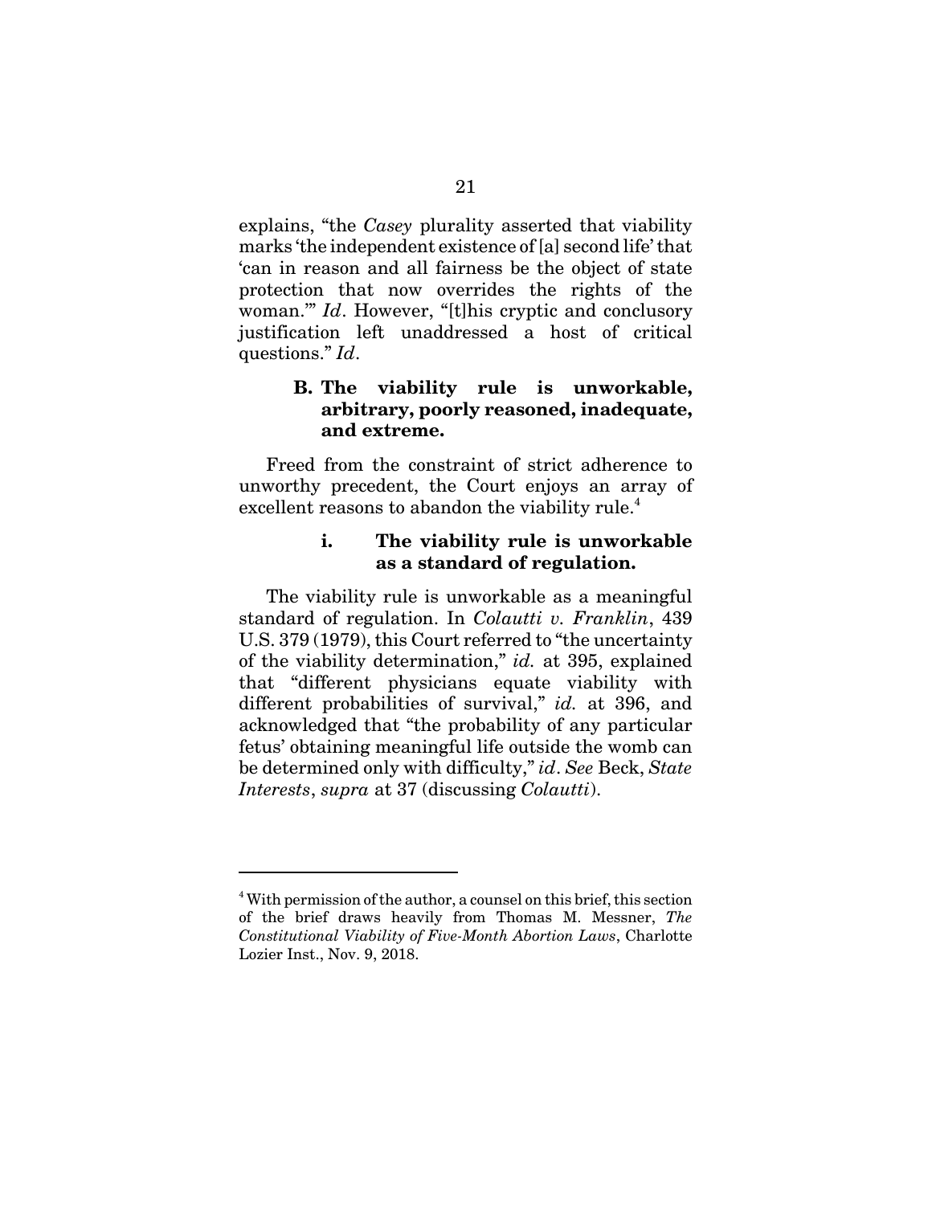explains, "the *Casey* plurality asserted that viability marks 'the independent existence of [a] second life' that 'can in reason and all fairness be the object of state protection that now overrides the rights of the woman.'" *Id*. However, "[t]his cryptic and conclusory justification left unaddressed a host of critical questions." *Id*.

### B. The viability rule is unworkable, arbitrary, poorly reasoned, inadequate, and extreme.

Freed from the constraint of strict adherence to unworthy precedent, the Court enjoys an array of excellent reasons to abandon the viability rule.[4]

#### i. The viability rule is unworkable as a standard of regulation.

The viability rule is unworkable as a meaningful standard of regulation. In *Colautti v. Franklin*, 439 U.S. 379 (1979), this Court referred to "the uncertainty of the viability determination," *id.* at 395, explained that "different physicians equate viability with different probabilities of survival," *id.* at 396, and acknowledged that "the probability of any particular fetus' obtaining meaningful life outside the womb can be determined only with difficulty," *id*. *See* Beck, *State Interests*, *supra* at 37 (discussing *Colautti*).

---

[4] With permission of the author, a counsel on this brief, this section of the brief draws heavily from Thomas M. Messner, *The Constitutional Viability of Five-Month Abortion Laws*, Charlotte Lozier Inst., Nov. 9, 2018.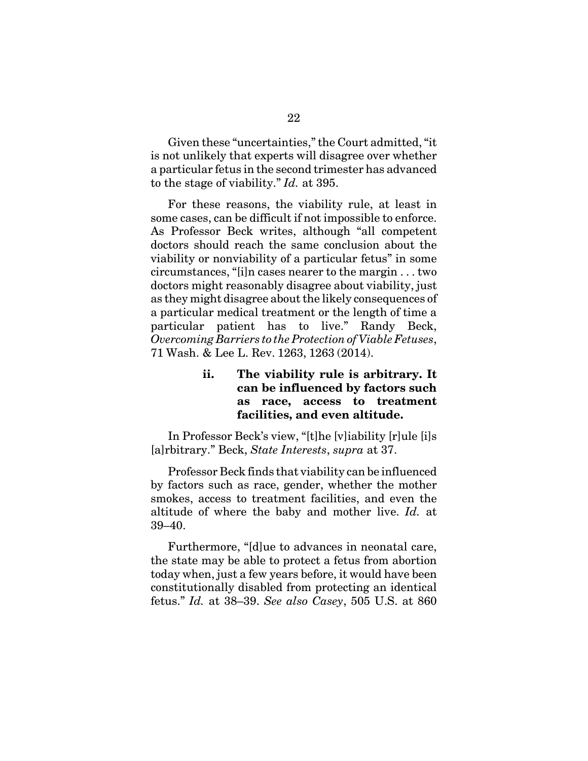Given these "uncertainties," the Court admitted, "it is not unlikely that experts will disagree over whether a particular fetus in the second trimester has advanced to the stage of viability." *Id.* at 395.

For these reasons, the viability rule, at least in some cases, can be difficult if not impossible to enforce. As Professor Beck writes, although "all competent doctors should reach the same conclusion about the viability or nonviability of a particular fetus" in some circumstances, "[i]n cases nearer to the margin . . . two doctors might reasonably disagree about viability, just as they might disagree about the likely consequences of a particular medical treatment or the length of time a particular patient has to live." Randy Beck, *Overcoming Barriers to the Protection of Viable Fetuses*, 71 Wash. & Lee L. Rev. 1263, 1263 (2014).

#### ii. The viability rule is arbitrary. It can be influenced by factors such as race, access to treatment facilities, and even altitude.

In Professor Beck's view, "[t]he [v]iability [r]ule [i]s [a]rbitrary." Beck, *State Interests*, *supra* at 37.

Professor Beck finds that viability can be influenced by factors such as race, gender, whether the mother smokes, access to treatment facilities, and even the altitude of where the baby and mother live. *Id.* at 39–40.

Furthermore, "[d]ue to advances in neonatal care, the state may be able to protect a fetus from abortion today when, just a few years before, it would have been constitutionally disabled from protecting an identical fetus." *Id.* at 38–39. *See also Casey*, 505 U.S. at 860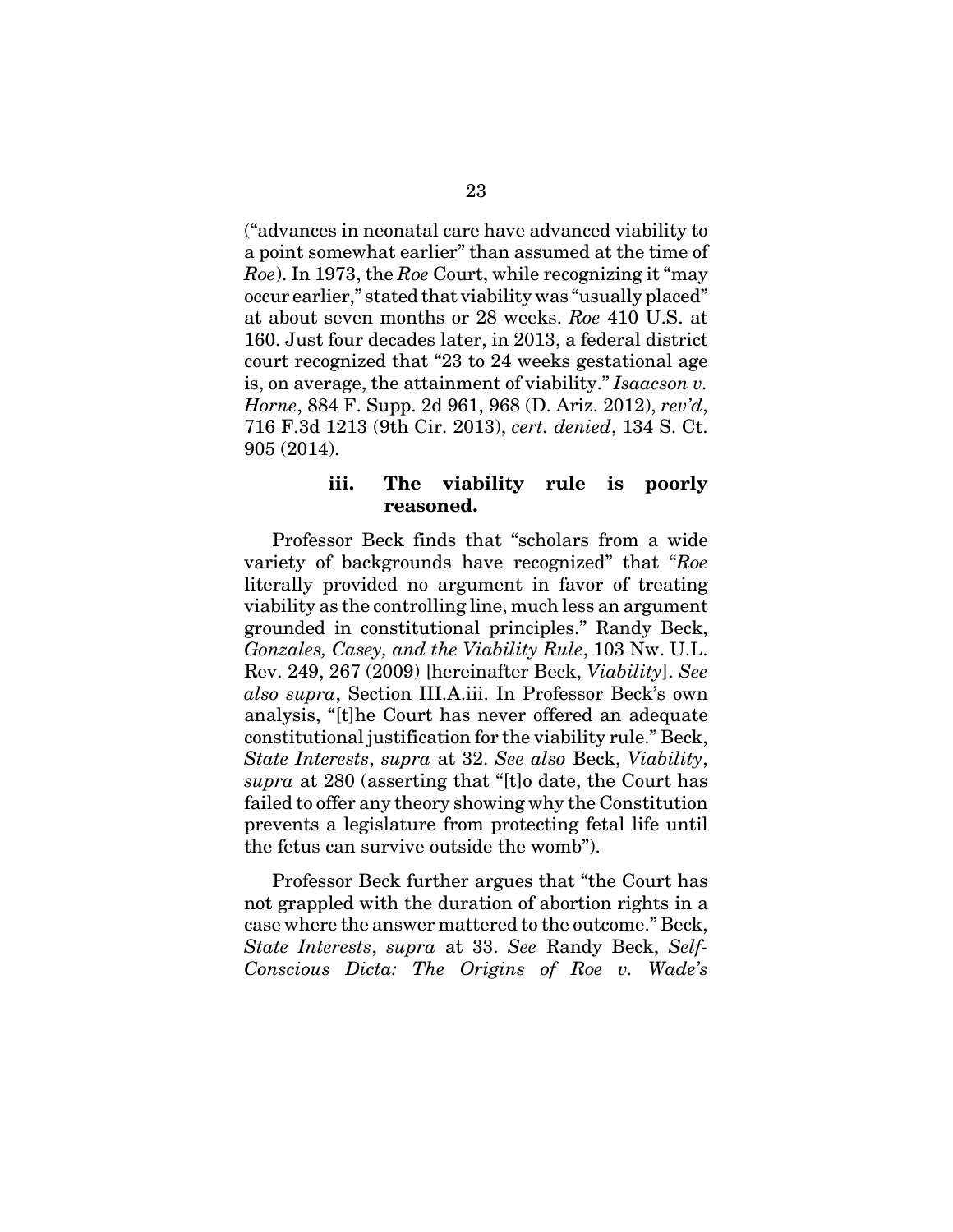("advances in neonatal care have advanced viability to a point somewhat earlier" than assumed at the time of *Roe*). In 1973, the *Roe* Court, while recognizing it "may occur earlier," stated that viability was "usually placed" at about seven months or 28 weeks. *Roe* 410 U.S. at 160. Just four decades later, in 2013, a federal district court recognized that "23 to 24 weeks gestational age is, on average, the attainment of viability." *Isaacson v. Horne*, 884 F. Supp. 2d 961, 968 (D. Ariz. 2012), *rev'd*, 716 F.3d 1213 (9th Cir. 2013), *cert. denied*, 134 S. Ct. 905 (2014).

### iii. The viability rule is poorly reasoned.

Professor Beck finds that "scholars from a wide variety of backgrounds have recognized" that "*Roe* literally provided no argument in favor of treating viability as the controlling line, much less an argument grounded in constitutional principles." Randy Beck, *Gonzales, Casey, and the Viability Rule*, 103 Nw. U.L. Rev. 249, 267 (2009) [hereinafter Beck, *Viability*]. *See also supra*, Section III.A.iii. In Professor Beck's own analysis, "[t]he Court has never offered an adequate constitutional justification for the viability rule." Beck, *State Interests*, *supra* at 32. *See also* Beck, *Viability*, *supra* at 280 (asserting that "[t]o date, the Court has failed to offer any theory showing why the Constitution prevents a legislature from protecting fetal life until the fetus can survive outside the womb").

Professor Beck further argues that "the Court has not grappled with the duration of abortion rights in a case where the answer mattered to the outcome." Beck, *State Interests*, *supra* at 33. *See* Randy Beck, *Self-Conscious Dicta: The Origins of Roe v. Wade's*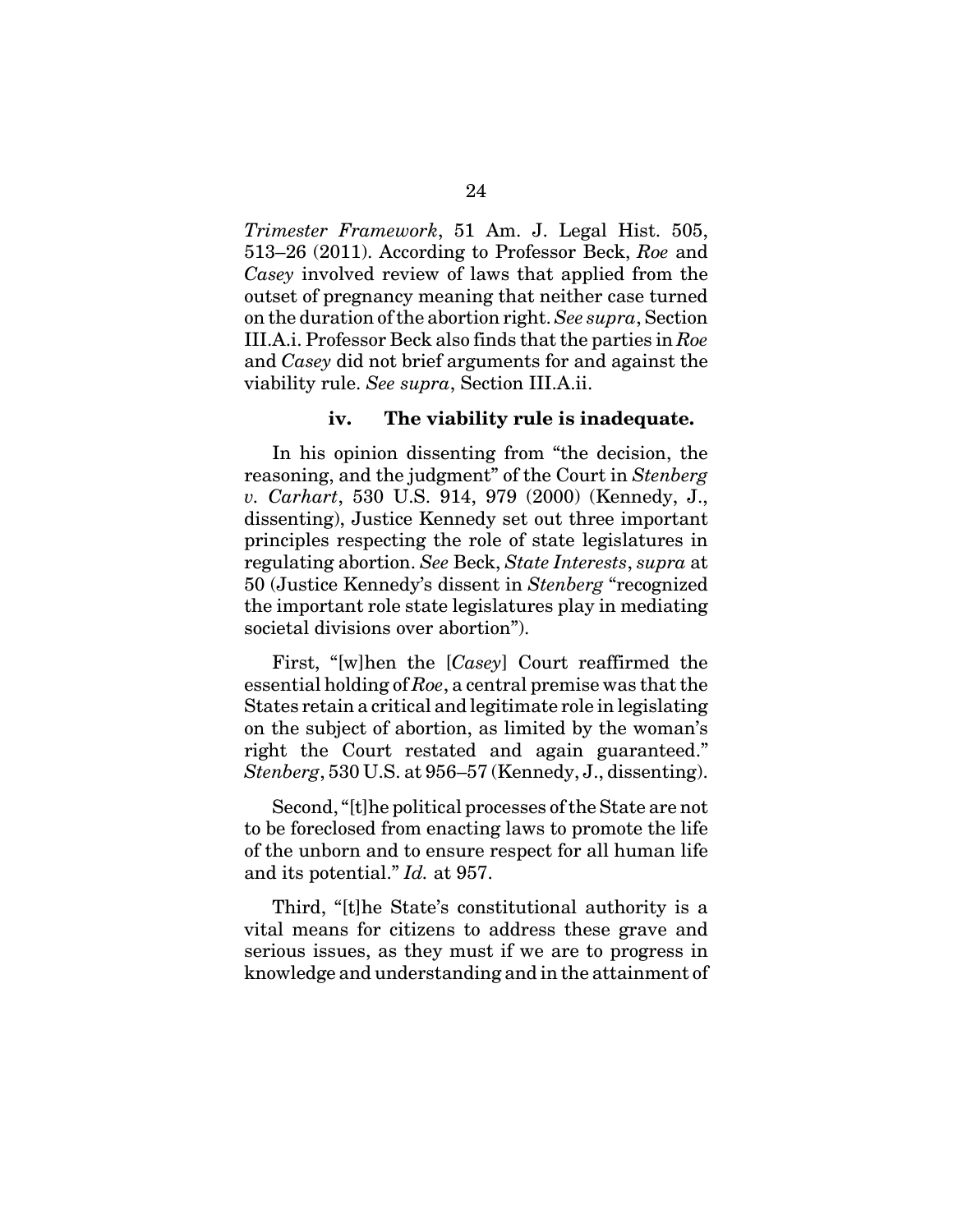*Trimester Framework*, 51 Am. J. Legal Hist. 505, 513–26 (2011). According to Professor Beck, *Roe* and *Casey* involved review of laws that applied from the outset of pregnancy meaning that neither case turned on the duration of the abortion right. *See supra*, Section III.A.i. Professor Beck also finds that the parties in *Roe* and *Casey* did not brief arguments for and against the viability rule. *See supra*, Section III.A.ii.

#### iv. The viability rule is inadequate.

In his opinion dissenting from "the decision, the reasoning, and the judgment" of the Court in *Stenberg v. Carhart*, 530 U.S. 914, 979 (2000) (Kennedy, J., dissenting), Justice Kennedy set out three important principles respecting the role of state legislatures in regulating abortion. *See* Beck, *State Interests*, *supra* at 50 (Justice Kennedy's dissent in *Stenberg* "recognized the important role state legislatures play in mediating societal divisions over abortion").

First, "[w]hen the [*Casey*] Court reaffirmed the essential holding of *Roe*, a central premise was that the States retain a critical and legitimate role in legislating on the subject of abortion, as limited by the woman's right the Court restated and again guaranteed." *Stenberg*, 530 U.S. at 956–57 (Kennedy, J., dissenting).

Second, "[t]he political processes of the State are not to be foreclosed from enacting laws to promote the life of the unborn and to ensure respect for all human life and its potential." *Id.* at 957.

Third, "[t]he State's constitutional authority is a vital means for citizens to address these grave and serious issues, as they must if we are to progress in knowledge and understanding and in the attainment of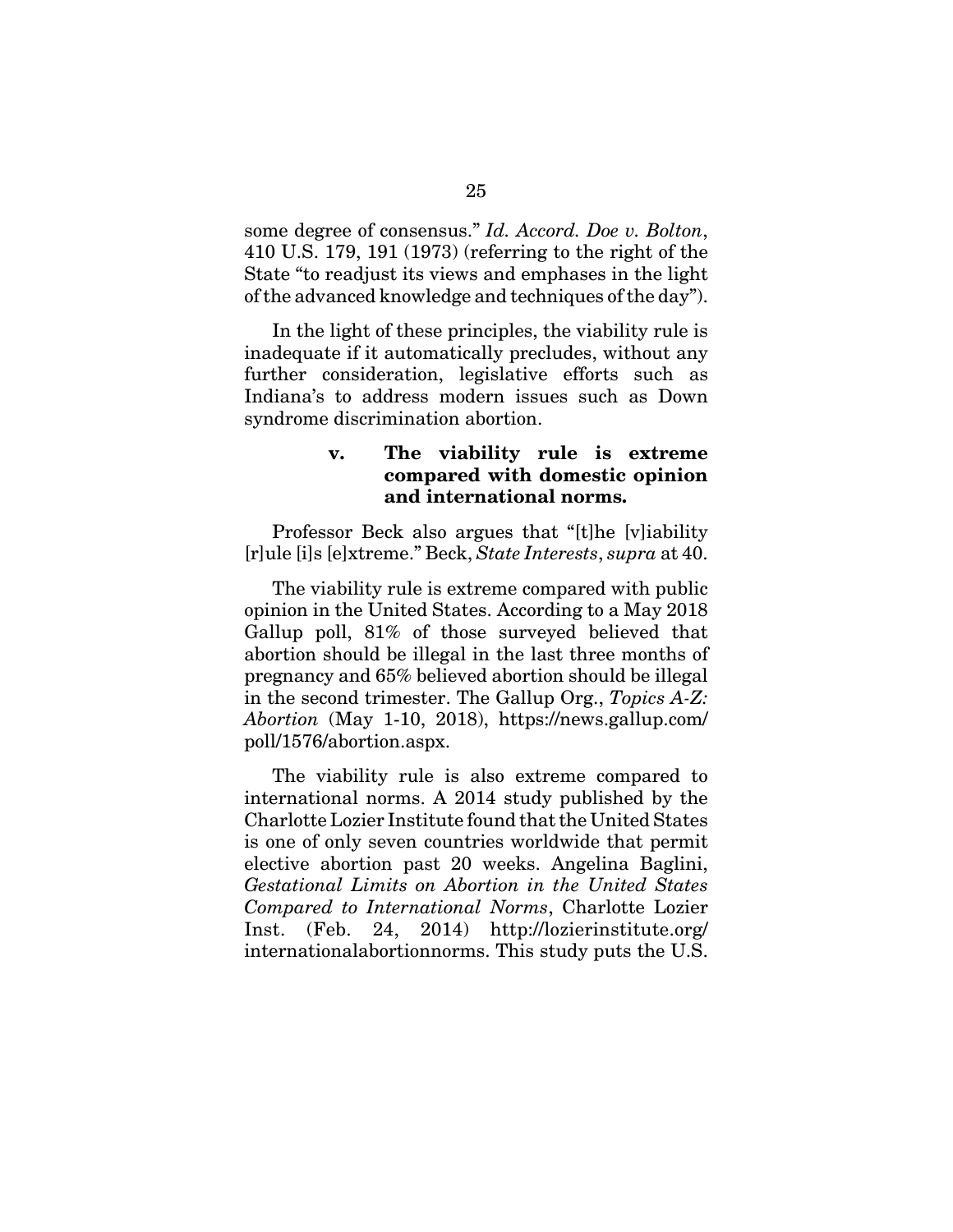some degree of consensus." *Id. Accord. Doe v. Bolton*, 410 U.S. 179, 191 (1973) (referring to the right of the State "to readjust its views and emphases in the light of the advanced knowledge and techniques of the day").

In the light of these principles, the viability rule is inadequate if it automatically precludes, without any further consideration, legislative efforts such as Indiana's to address modern issues such as Down syndrome discrimination abortion.

#### v. The viability rule is extreme compared with domestic opinion and international norms.

Professor Beck also argues that "[t]he [v]iability [r]ule [i]s [e]xtreme." Beck, *State Interests*, *supra* at 40.

The viability rule is extreme compared with public opinion in the United States. According to a May 2018 Gallup poll, 81% of those surveyed believed that abortion should be illegal in the last three months of pregnancy and 65% believed abortion should be illegal in the second trimester. The Gallup Org., *Topics A-Z: Abortion* (May 1-10, 2018), https://news.gallup.com/poll/1576/abortion.aspx.

The viability rule is also extreme compared to international norms. A 2014 study published by the Charlotte Lozier Institute found that the United States is one of only seven countries worldwide that permit elective abortion past 20 weeks. Angelina Baglini, *Gestational Limits on Abortion in the United States Compared to International Norms*, Charlotte Lozier Inst. (Feb. 24, 2014) http://lozierinstitute.org/internationalabortionnorms. This study puts the U.S.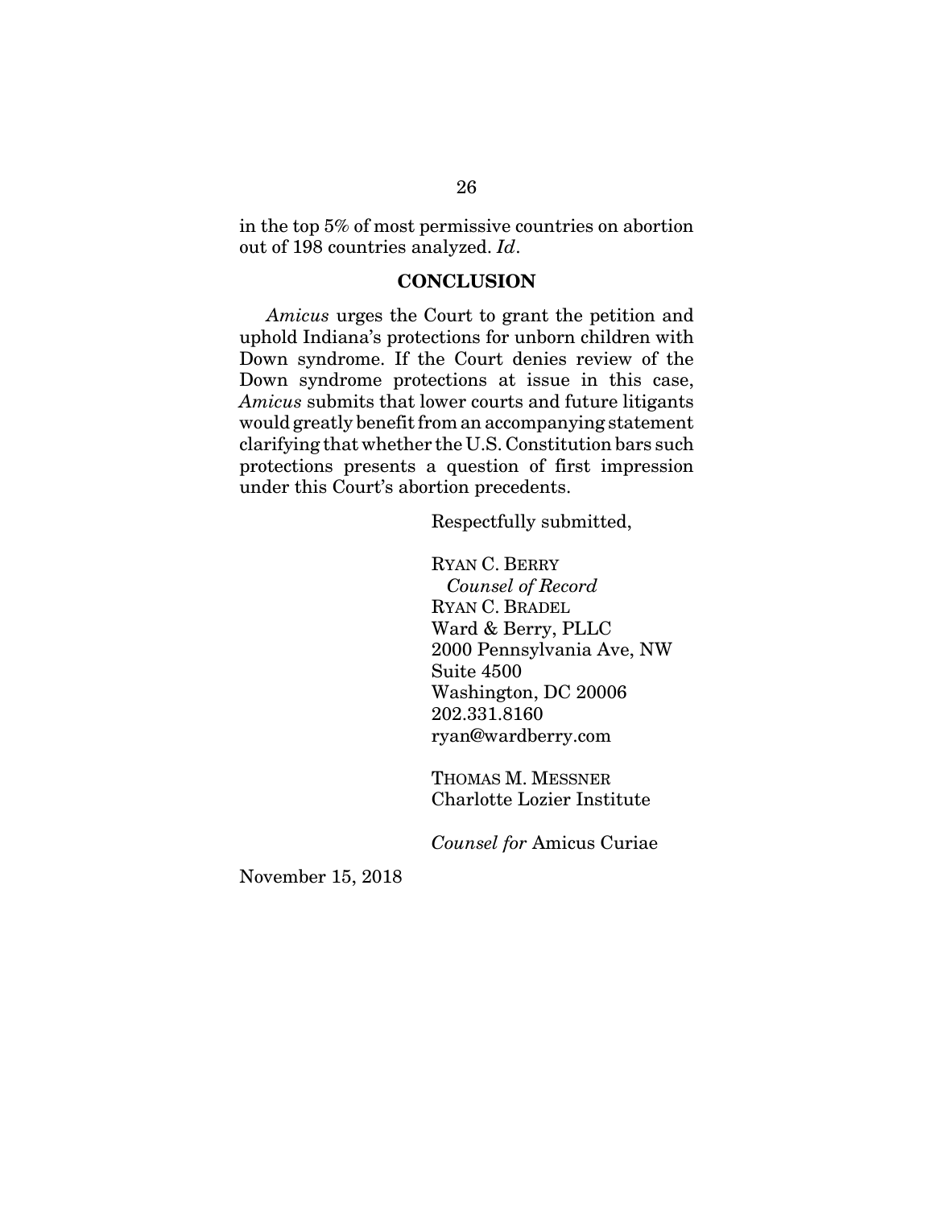in the top 5% of most permissive countries on abortion out of 198 countries analyzed. *Id*.

## CONCLUSION

*Amicus* urges the Court to grant the petition and uphold Indiana's protections for unborn children with Down syndrome. If the Court denies review of the Down syndrome protections at issue in this case, *Amicus* submits that lower courts and future litigants would greatly benefit from an accompanying statement clarifying that whether the U.S. Constitution bars such protections presents a question of first impression under this Court's abortion precedents.

Respectfully submitted,

RYAN C. BERRY
*Counsel of Record*
RYAN C. BRADEL
Ward & Berry, PLLC
2000 Pennsylvania Ave, NW
Suite 4500
Washington, DC 20006
202.331.8160
ryan@wardberry.com

THOMAS M. MESSNER
Charlotte Lozier Institute

*Counsel for* Amicus Curiae

November 15, 2018